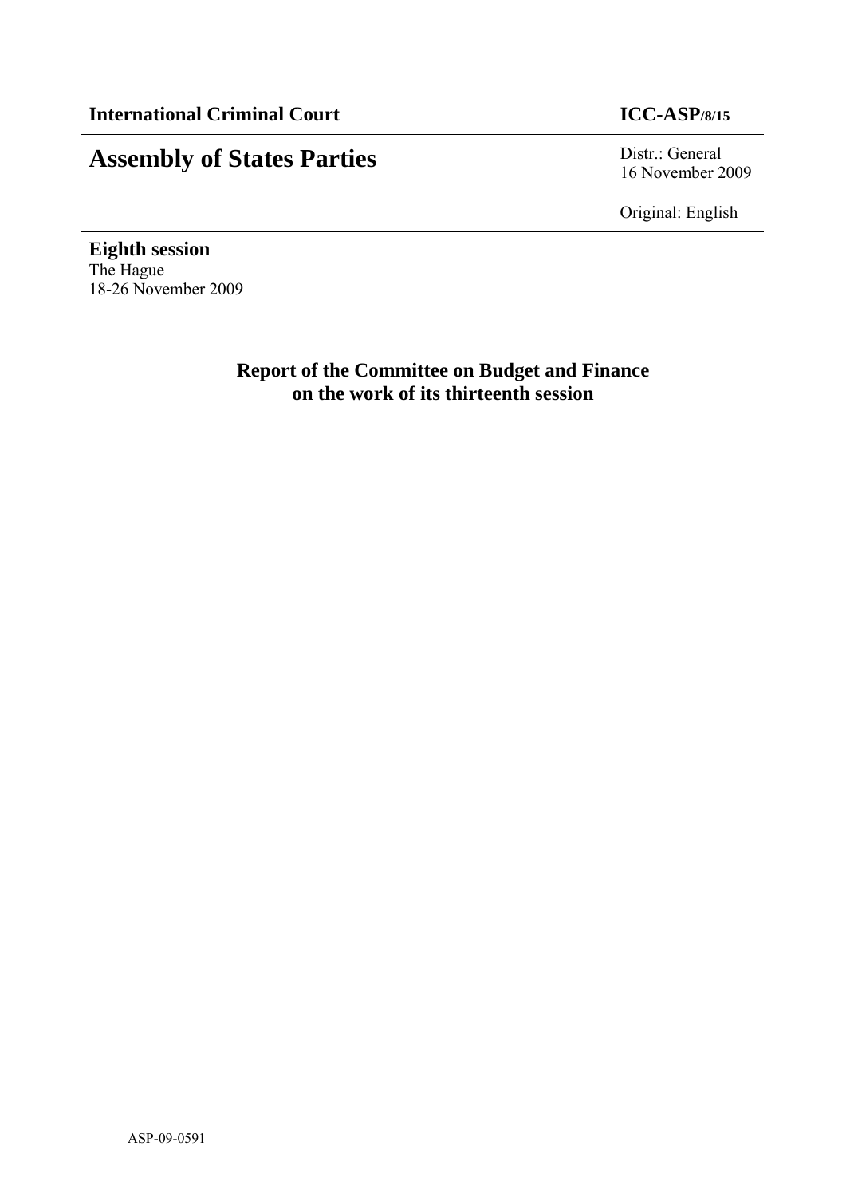**International Criminal Court** **ICC-ASP/8/15**

# Assembly of States Parties

Distr.: General
16 November 2009

Original: English

**Eighth session**
The Hague
18-26 November 2009

## Report of the Committee on Budget and Finance on the work of its thirteenth session

ASP-09-0591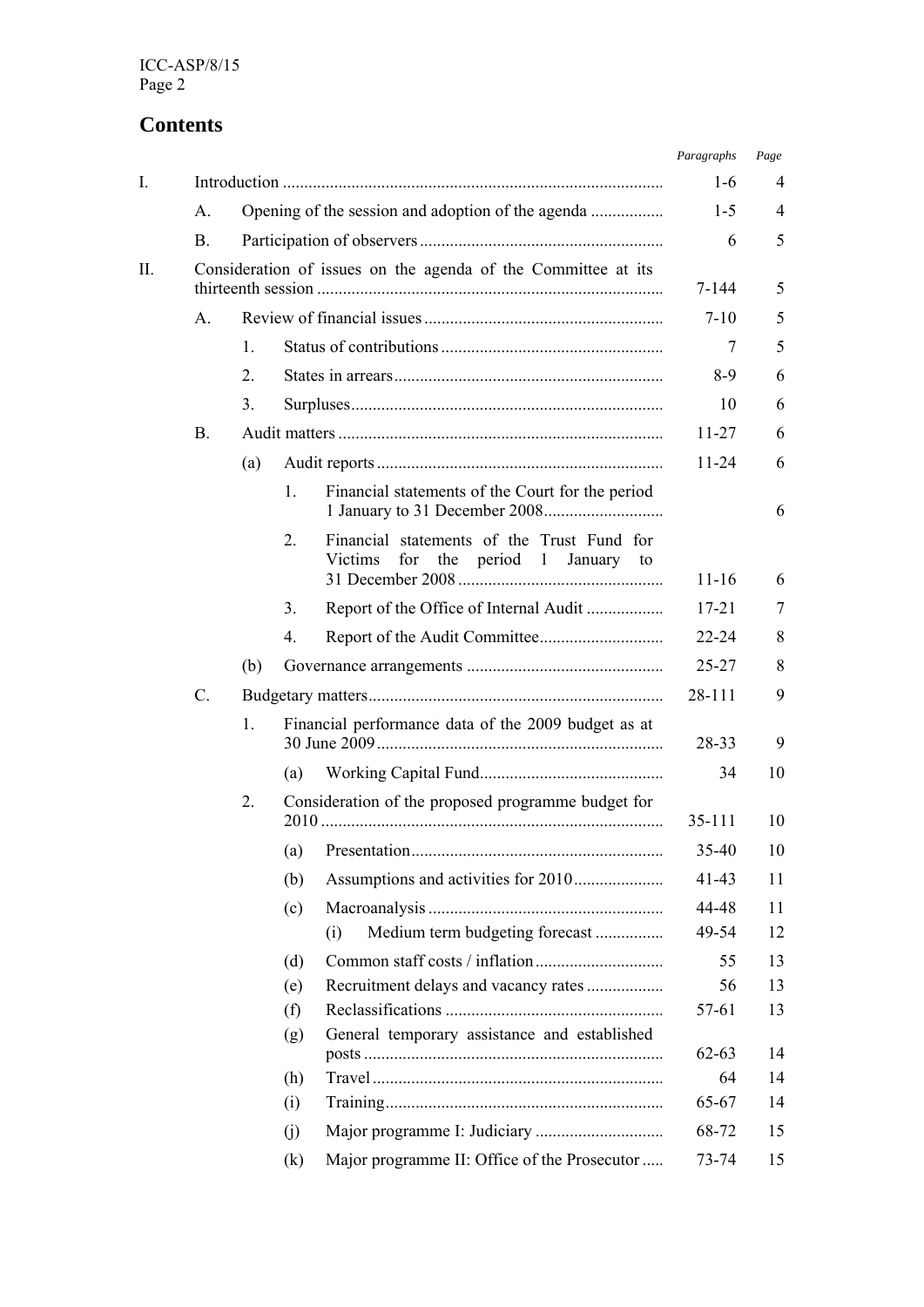# Contents

| | | | | | Paragraphs | Page |
|---|---|---|---|---|---|---|
| I. | Introduction | | | | 1-6 | 4 |
| | A. | Opening of the session and adoption of the agenda | | | 1-5 | 4 |
| | B. | Participation of observers | | | 6 | 5 |
| II. | Consideration of issues on the agenda of the Committee at its thirteenth session | | | | 7-144 | 5 |
| | A. | Review of financial issues | | | 7-10 | 5 |
| | | 1. | Status of contributions | | 7 | 5 |
| | | 2. | States in arrears | | 8-9 | 6 |
| | | 3. | Surpluses | | 10 | 6 |
| | B. | Audit matters | | | 11-27 | 6 |
| | | (a) | Audit reports | | 11-24 | 6 |
| | | | 1. | Financial statements of the Court for the period 1 January to 31 December 2008 | | 6 |
| | | | 2. | Financial statements of the Trust Fund for Victims for the period 1 January to 31 December 2008 | 11-16 | 6 |
| | | | 3. | Report of the Office of Internal Audit | 17-21 | 7 |
| | | | 4. | Report of the Audit Committee | 22-24 | 8 |
| | | (b) | Governance arrangements | | 25-27 | 8 |
| | C. | Budgetary matters | | | 28-111 | 9 |
| | | 1. | Financial performance data of the 2009 budget as at 30 June 2009 | | 28-33 | 9 |
| | | | (a) | Working Capital Fund | 34 | 10 |
| | | 2. | Consideration of the proposed programme budget for 2010 | | 35-111 | 10 |
| | | | (a) | Presentation | 35-40 | 10 |
| | | | (b) | Assumptions and activities for 2010 | 41-43 | 11 |
| | | | (c) | Macroanalysis | 44-48 | 11 |
| | | | | (i) Medium term budgeting forecast | 49-54 | 12 |
| | | | (d) | Common staff costs / inflation | 55 | 13 |
| | | | (e) | Recruitment delays and vacancy rates | 56 | 13 |
| | | | (f) | Reclassifications | 57-61 | 13 |
| | | | (g) | General temporary assistance and established posts | 62-63 | 14 |
| | | | (h) | Travel | 64 | 14 |
| | | | (i) | Training | 65-67 | 14 |
| | | | (j) | Major programme I: Judiciary | 68-72 | 15 |
| | | | (k) | Major programme II: Office of the Prosecutor | 73-74 | 15 |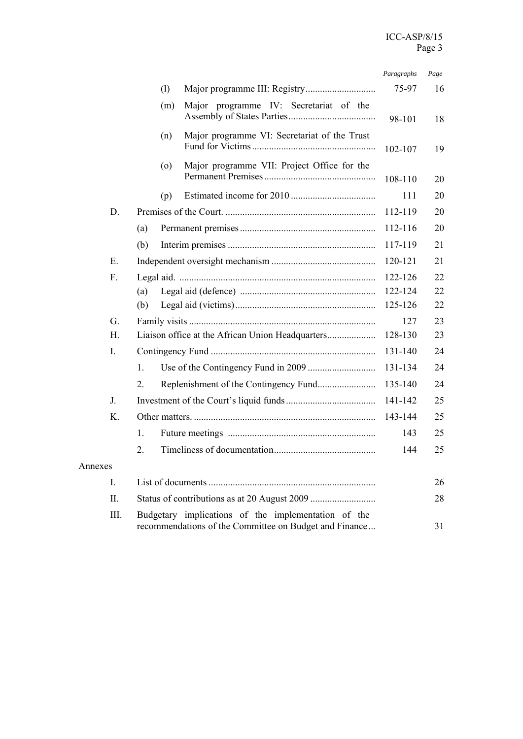| | | | Paragraphs | Page |
|---|---|---|---|---|
| | (l) | Major programme III: Registry | 75-97 | 16 |
| | (m) | Major programme IV: Secretariat of the Assembly of States Parties | 98-101 | 18 |
| | (n) | Major programme VI: Secretariat of the Trust Fund for Victims | 102-107 | 19 |
| | (o) | Major programme VII: Project Office for the Permanent Premises | 108-110 | 20 |
| | (p) | Estimated income for 2010 | 111 | 20 |
| D. | | Premises of the Court. | 112-119 | 20 |
| | (a) | Permanent premises | 112-116 | 20 |
| | (b) | Interim premises | 117-119 | 21 |
| E. | | Independent oversight mechanism | 120-121 | 21 |
| F. | | Legal aid. | 122-126 | 22 |
| | (a) | Legal aid (defence) | 122-124 | 22 |
| | (b) | Legal aid (victims) | 125-126 | 22 |
| G. | | Family visits | 127 | 23 |
| H. | | Liaison office at the African Union Headquarters | 128-130 | 23 |
| I. | | Contingency Fund | 131-140 | 24 |
| | 1. | Use of the Contingency Fund in 2009 | 131-134 | 24 |
| | 2. | Replenishment of the Contingency Fund | 135-140 | 24 |
| J. | | Investment of the Court's liquid funds | 141-142 | 25 |
| K. | | Other matters. | 143-144 | 25 |
| | 1. | Future meetings | 143 | 25 |
| | 2. | Timeliness of documentation | 144 | 25 |

Annexes

| | | | Page |
|---|---|---|---|
| I. | List of documents | | 26 |
| II. | Status of contributions as at 20 August 2009 | | 28 |
| III. | Budgetary implications of the implementation of the recommendations of the Committee on Budget and Finance | | 31 |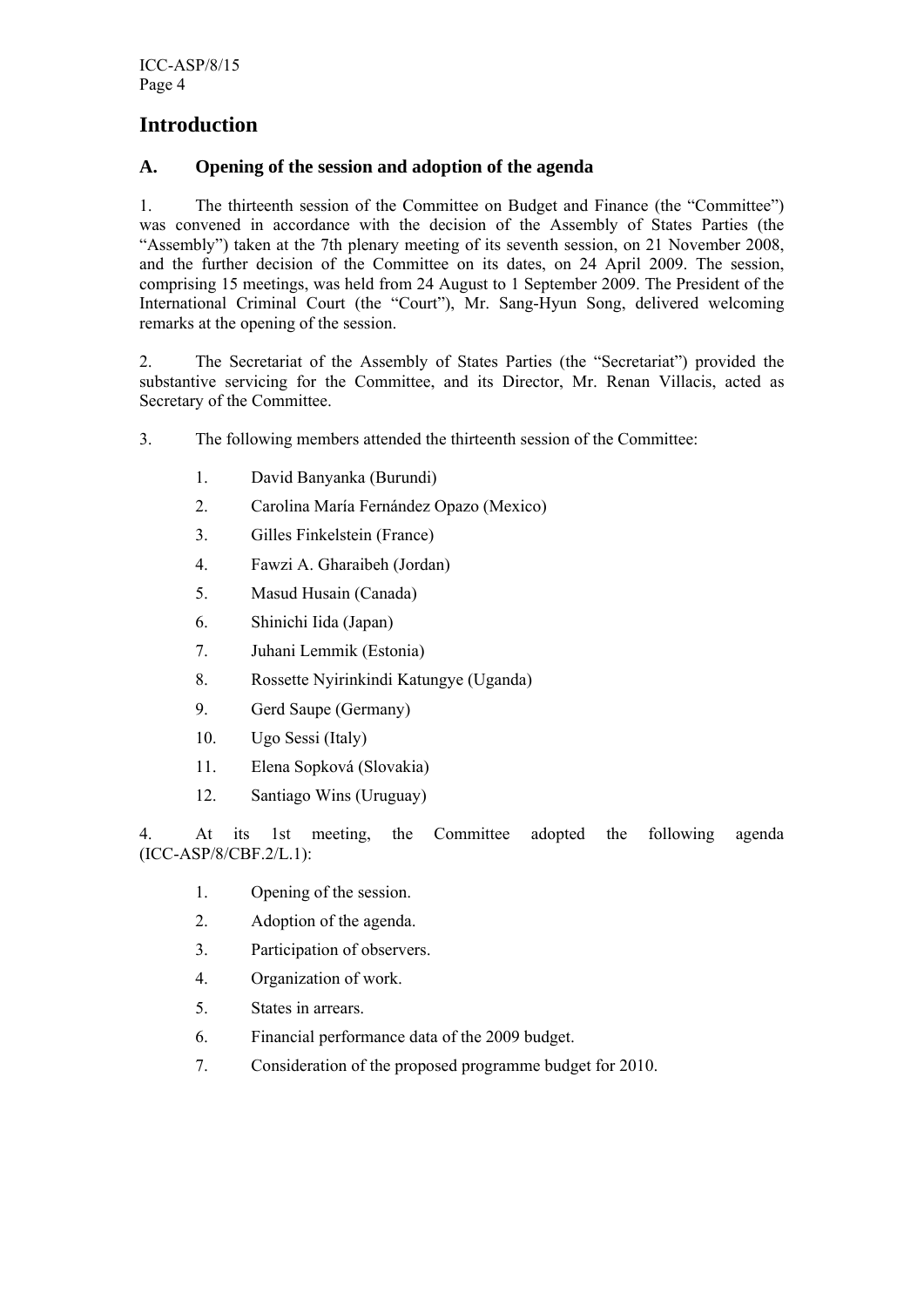# Introduction

## A. Opening of the session and adoption of the agenda

1. The thirteenth session of the Committee on Budget and Finance (the "Committee") was convened in accordance with the decision of the Assembly of States Parties (the "Assembly") taken at the 7th plenary meeting of its seventh session, on 21 November 2008, and the further decision of the Committee on its dates, on 24 April 2009. The session, comprising 15 meetings, was held from 24 August to 1 September 2009. The President of the International Criminal Court (the "Court"), Mr. Sang-Hyun Song, delivered welcoming remarks at the opening of the session.

2. The Secretariat of the Assembly of States Parties (the "Secretariat") provided the substantive servicing for the Committee, and its Director, Mr. Renan Villacis, acted as Secretary of the Committee.

3. The following members attended the thirteenth session of the Committee:

1. David Banyanka (Burundi)
2. Carolina María Fernández Opazo (Mexico)
3. Gilles Finkelstein (France)
4. Fawzi A. Gharaibeh (Jordan)
5. Masud Husain (Canada)
6. Shinichi Iida (Japan)
7. Juhani Lemmik (Estonia)
8. Rossette Nyirinkindi Katungye (Uganda)
9. Gerd Saupe (Germany)
10. Ugo Sessi (Italy)
11. Elena Sopková (Slovakia)
12. Santiago Wins (Uruguay)

4. At its 1st meeting, the Committee adopted the following agenda (ICC-ASP/8/CBF.2/L.1):

1. Opening of the session.
2. Adoption of the agenda.
3. Participation of observers.
4. Organization of work.
5. States in arrears.
6. Financial performance data of the 2009 budget.
7. Consideration of the proposed programme budget for 2010.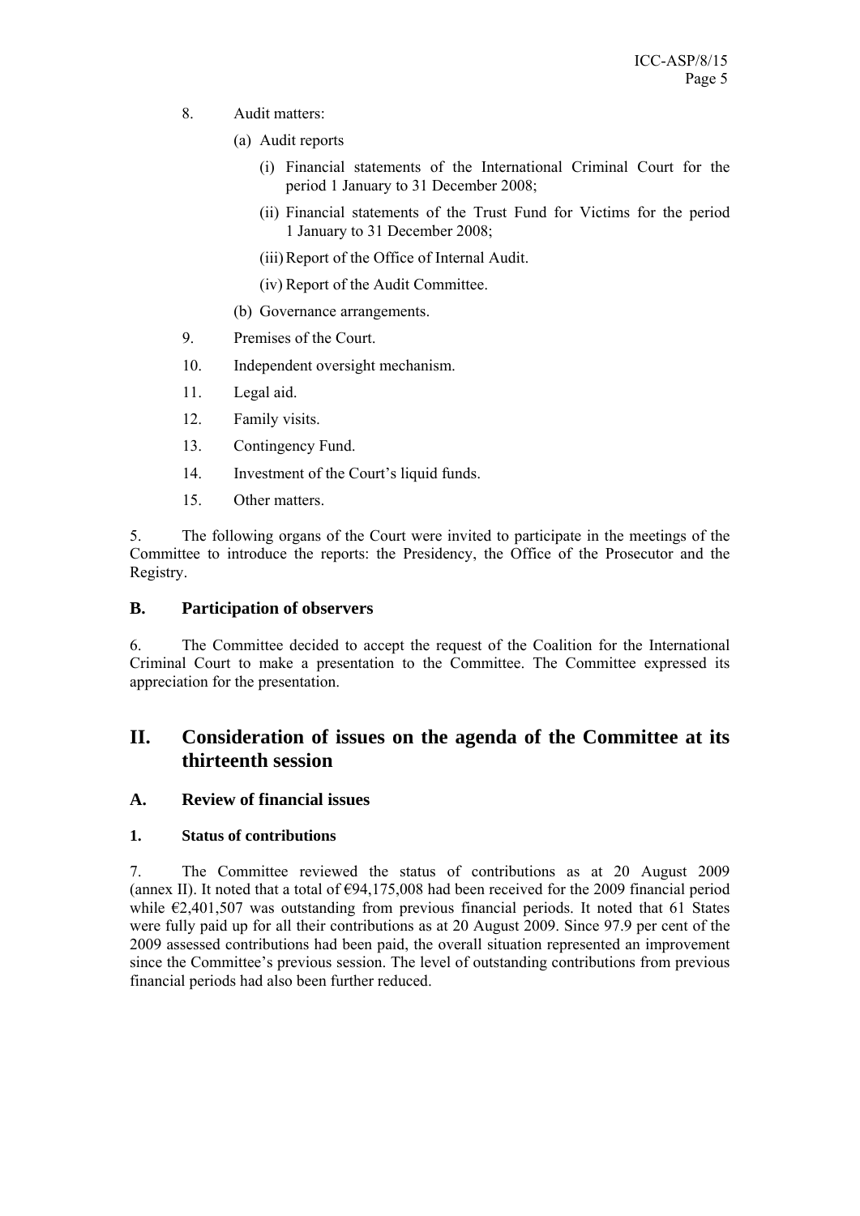8. Audit matters:

   (a) Audit reports

      (i) Financial statements of the International Criminal Court for the period 1 January to 31 December 2008;

      (ii) Financial statements of the Trust Fund for Victims for the period 1 January to 31 December 2008;

      (iii) Report of the Office of Internal Audit.

      (iv) Report of the Audit Committee.

   (b) Governance arrangements.

9. Premises of the Court.

10. Independent oversight mechanism.

11. Legal aid.

12. Family visits.

13. Contingency Fund.

14. Investment of the Court's liquid funds.

15. Other matters.

5. The following organs of the Court were invited to participate in the meetings of the Committee to introduce the reports: the Presidency, the Office of the Prosecutor and the Registry.

### B. Participation of observers

6. The Committee decided to accept the request of the Coalition for the International Criminal Court to make a presentation to the Committee. The Committee expressed its appreciation for the presentation.

## II. Consideration of issues on the agenda of the Committee at its thirteenth session

### A. Review of financial issues

#### 1. Status of contributions

7. The Committee reviewed the status of contributions as at 20 August 2009 (annex II). It noted that a total of €94,175,008 had been received for the 2009 financial period while €2,401,507 was outstanding from previous financial periods. It noted that 61 States were fully paid up for all their contributions as at 20 August 2009. Since 97.9 per cent of the 2009 assessed contributions had been paid, the overall situation represented an improvement since the Committee's previous session. The level of outstanding contributions from previous financial periods had also been further reduced.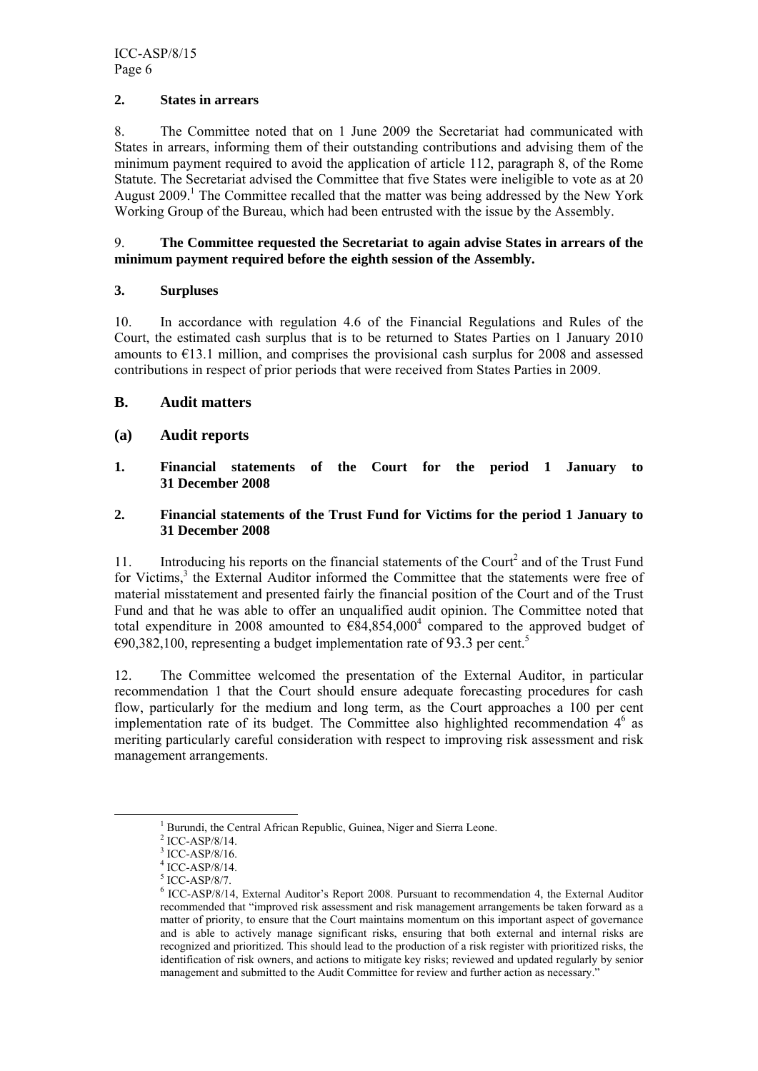### 2. States in arrears

8. The Committee noted that on 1 June 2009 the Secretariat had communicated with States in arrears, informing them of their outstanding contributions and advising them of the minimum payment required to avoid the application of article 112, paragraph 8, of the Rome Statute. The Secretariat advised the Committee that five States were ineligible to vote as at 20 August 2009.[1] The Committee recalled that the matter was being addressed by the New York Working Group of the Bureau, which had been entrusted with the issue by the Assembly.

9. **The Committee requested the Secretariat to again advise States in arrears of the minimum payment required before the eighth session of the Assembly.**

### 3. Surpluses

10. In accordance with regulation 4.6 of the Financial Regulations and Rules of the Court, the estimated cash surplus that is to be returned to States Parties on 1 January 2010 amounts to €13.1 million, and comprises the provisional cash surplus for 2008 and assessed contributions in respect of prior periods that were received from States Parties in 2009.

## B. Audit matters

## (a) Audit reports

### 1. Financial statements of the Court for the period 1 January to 31 December 2008

### 2. Financial statements of the Trust Fund for Victims for the period 1 January to 31 December 2008

11. Introducing his reports on the financial statements of the Court[2] and of the Trust Fund for Victims,[3] the External Auditor informed the Committee that the statements were free of material misstatement and presented fairly the financial position of the Court and of the Trust Fund and that he was able to offer an unqualified audit opinion. The Committee noted that total expenditure in 2008 amounted to €84,854,000[4] compared to the approved budget of €90,382,100, representing a budget implementation rate of 93.3 per cent.[5]

12. The Committee welcomed the presentation of the External Auditor, in particular recommendation 1 that the Court should ensure adequate forecasting procedures for cash flow, particularly for the medium and long term, as the Court approaches a 100 per cent implementation rate of its budget. The Committee also highlighted recommendation 4[6] as meriting particularly careful consideration with respect to improving risk assessment and risk management arrangements.

---

[1] Burundi, the Central African Republic, Guinea, Niger and Sierra Leone.

[2] ICC-ASP/8/14.

[3] ICC-ASP/8/16.

[4] ICC-ASP/8/14.

[5] ICC-ASP/8/7.

[6] ICC-ASP/8/14, External Auditor's Report 2008. Pursuant to recommendation 4, the External Auditor recommended that "improved risk assessment and risk management arrangements be taken forward as a matter of priority, to ensure that the Court maintains momentum on this important aspect of governance and is able to actively manage significant risks, ensuring that both external and internal risks are recognized and prioritized. This should lead to the production of a risk register with prioritized risks, the identification of risk owners, and actions to mitigate key risks; reviewed and updated regularly by senior management and submitted to the Audit Committee for review and further action as necessary."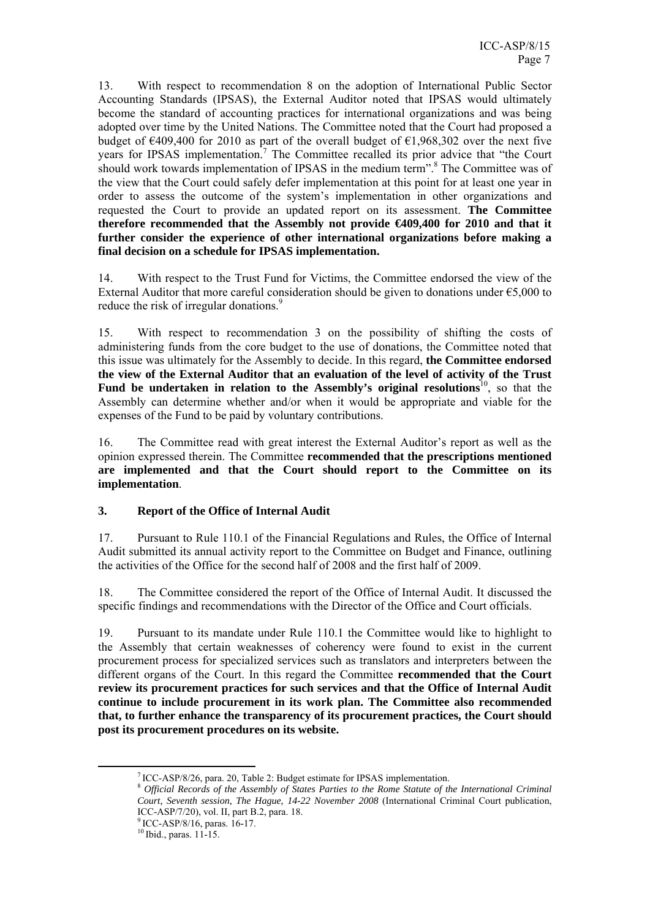13. With respect to recommendation 8 on the adoption of International Public Sector Accounting Standards (IPSAS), the External Auditor noted that IPSAS would ultimately become the standard of accounting practices for international organizations and was being adopted over time by the United Nations. The Committee noted that the Court had proposed a budget of €409,400 for 2010 as part of the overall budget of €1,968,302 over the next five years for IPSAS implementation.[7] The Committee recalled its prior advice that "the Court should work towards implementation of IPSAS in the medium term".[8] The Committee was of the view that the Court could safely defer implementation at this point for at least one year in order to assess the outcome of the system's implementation in other organizations and requested the Court to provide an updated report on its assessment. **The Committee therefore recommended that the Assembly not provide €409,400 for 2010 and that it further consider the experience of other international organizations before making a final decision on a schedule for IPSAS implementation.**

14. With respect to the Trust Fund for Victims, the Committee endorsed the view of the External Auditor that more careful consideration should be given to donations under €5,000 to reduce the risk of irregular donations.[9]

15. With respect to recommendation 3 on the possibility of shifting the costs of administering funds from the core budget to the use of donations, the Committee noted that this issue was ultimately for the Assembly to decide. In this regard, **the Committee endorsed the view of the External Auditor that an evaluation of the level of activity of the Trust Fund be undertaken in relation to the Assembly's original resolutions**[10], so that the Assembly can determine whether and/or when it would be appropriate and viable for the expenses of the Fund to be paid by voluntary contributions.

16. The Committee read with great interest the External Auditor's report as well as the opinion expressed therein. The Committee **recommended that the prescriptions mentioned are implemented and that the Court should report to the Committee on its implementation**.

### 3. Report of the Office of Internal Audit

17. Pursuant to Rule 110.1 of the Financial Regulations and Rules, the Office of Internal Audit submitted its annual activity report to the Committee on Budget and Finance, outlining the activities of the Office for the second half of 2008 and the first half of 2009.

18. The Committee considered the report of the Office of Internal Audit. It discussed the specific findings and recommendations with the Director of the Office and Court officials.

19. Pursuant to its mandate under Rule 110.1 the Committee would like to highlight to the Assembly that certain weaknesses of coherency were found to exist in the current procurement process for specialized services such as translators and interpreters between the different organs of the Court. In this regard the Committee **recommended that the Court review its procurement practices for such services and that the Office of Internal Audit continue to include procurement in its work plan. The Committee also recommended that, to further enhance the transparency of its procurement practices, the Court should post its procurement procedures on its website.**

---

[7] ICC-ASP/8/26, para. 20, Table 2: Budget estimate for IPSAS implementation.

[8] *Official Records of the Assembly of States Parties to the Rome Statute of the International Criminal Court, Seventh session, The Hague, 14-22 November 2008* (International Criminal Court publication, ICC-ASP/7/20), vol. II, part B.2, para. 18.

[9] ICC-ASP/8/16, paras. 16-17.

[10] Ibid., paras. 11-15.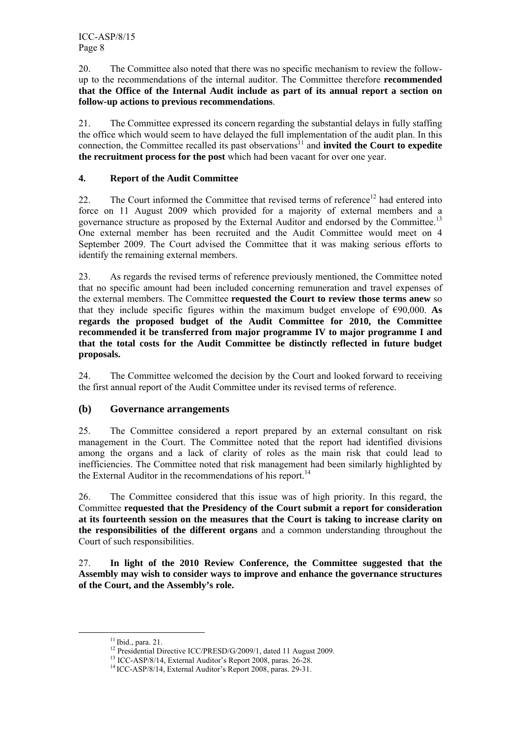20. The Committee also noted that there was no specific mechanism to review the follow-up to the recommendations of the internal auditor. The Committee therefore **recommended that the Office of the Internal Audit include as part of its annual report a section on follow-up actions to previous recommendations**.

21. The Committee expressed its concern regarding the substantial delays in fully staffing the office which would seem to have delayed the full implementation of the audit plan. In this connection, the Committee recalled its past observations[11] and **invited the Court to expedite the recruitment process for the post** which had been vacant for over one year.

### 4. Report of the Audit Committee

22. The Court informed the Committee that revised terms of reference[12] had entered into force on 11 August 2009 which provided for a majority of external members and a governance structure as proposed by the External Auditor and endorsed by the Committee.[13] One external member has been recruited and the Audit Committee would meet on 4 September 2009. The Court advised the Committee that it was making serious efforts to identify the remaining external members.

23. As regards the revised terms of reference previously mentioned, the Committee noted that no specific amount had been included concerning remuneration and travel expenses of the external members. The Committee **requested the Court to review those terms anew** so that they include specific figures within the maximum budget envelope of €90,000. **As regards the proposed budget of the Audit Committee for 2010, the Committee recommended it be transferred from major programme IV to major programme I and that the total costs for the Audit Committee be distinctly reflected in future budget proposals.**

24. The Committee welcomed the decision by the Court and looked forward to receiving the first annual report of the Audit Committee under its revised terms of reference.

## (b) Governance arrangements

25. The Committee considered a report prepared by an external consultant on risk management in the Court. The Committee noted that the report had identified divisions among the organs and a lack of clarity of roles as the main risk that could lead to inefficiencies. The Committee noted that risk management had been similarly highlighted by the External Auditor in the recommendations of his report.[14]

26. The Committee considered that this issue was of high priority. In this regard, the Committee **requested that the Presidency of the Court submit a report for consideration at its fourteenth session on the measures that the Court is taking to increase clarity on the responsibilities of the different organs** and a common understanding throughout the Court of such responsibilities.

27. **In light of the 2010 Review Conference, the Committee suggested that the Assembly may wish to consider ways to improve and enhance the governance structures of the Court, and the Assembly's role.**

---

[11] Ibid., para. 21.

[12] Presidential Directive ICC/PRESD/G/2009/1, dated 11 August 2009.

[13] ICC-ASP/8/14, External Auditor's Report 2008, paras. 26-28.

[14] ICC-ASP/8/14, External Auditor's Report 2008, paras. 29-31.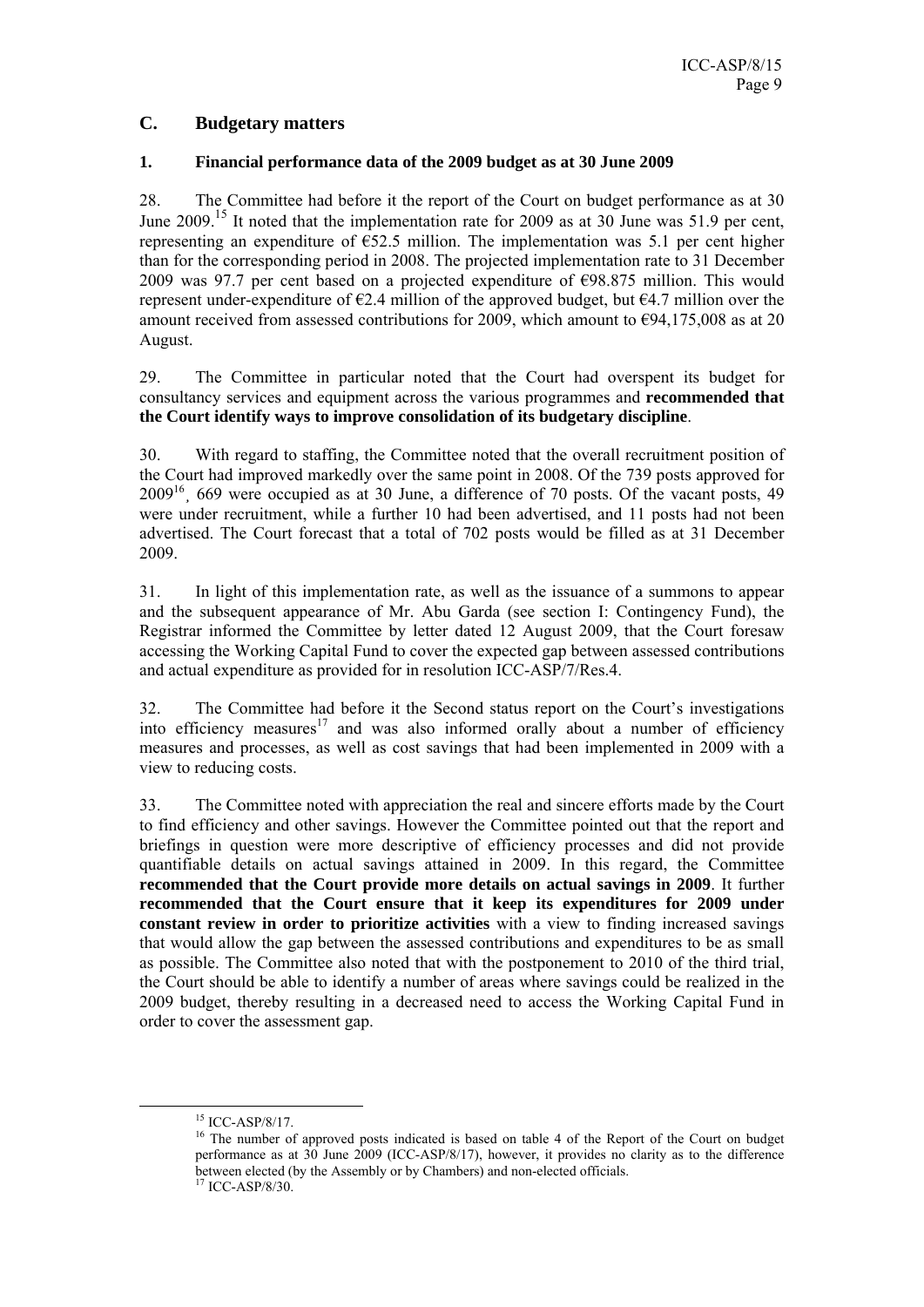## C. Budgetary matters

### 1. Financial performance data of the 2009 budget as at 30 June 2009

28. The Committee had before it the report of the Court on budget performance as at 30 June 2009.[15] It noted that the implementation rate for 2009 as at 30 June was 51.9 per cent, representing an expenditure of €52.5 million. The implementation was 5.1 per cent higher than for the corresponding period in 2008. The projected implementation rate to 31 December 2009 was 97.7 per cent based on a projected expenditure of €98.875 million. This would represent under-expenditure of €2.4 million of the approved budget, but €4.7 million over the amount received from assessed contributions for 2009, which amount to €94,175,008 as at 20 August.

29. The Committee in particular noted that the Court had overspent its budget for consultancy services and equipment across the various programmes and **recommended that the Court identify ways to improve consolidation of its budgetary discipline**.

30. With regard to staffing, the Committee noted that the overall recruitment position of the Court had improved markedly over the same point in 2008. Of the 739 posts approved for 2009[16], 669 were occupied as at 30 June, a difference of 70 posts. Of the vacant posts, 49 were under recruitment, while a further 10 had been advertised, and 11 posts had not been advertised. The Court forecast that a total of 702 posts would be filled as at 31 December 2009.

31. In light of this implementation rate, as well as the issuance of a summons to appear and the subsequent appearance of Mr. Abu Garda (see section I: Contingency Fund), the Registrar informed the Committee by letter dated 12 August 2009, that the Court foresaw accessing the Working Capital Fund to cover the expected gap between assessed contributions and actual expenditure as provided for in resolution ICC-ASP/7/Res.4.

32. The Committee had before it the Second status report on the Court's investigations into efficiency measures[17] and was also informed orally about a number of efficiency measures and processes, as well as cost savings that had been implemented in 2009 with a view to reducing costs.

33. The Committee noted with appreciation the real and sincere efforts made by the Court to find efficiency and other savings. However the Committee pointed out that the report and briefings in question were more descriptive of efficiency processes and did not provide quantifiable details on actual savings attained in 2009. In this regard, the Committee **recommended that the Court provide more details on actual savings in 2009**. It further **recommended that the Court ensure that it keep its expenditures for 2009 under constant review in order to prioritize activities** with a view to finding increased savings that would allow the gap between the assessed contributions and expenditures to be as small as possible. The Committee also noted that with the postponement to 2010 of the third trial, the Court should be able to identify a number of areas where savings could be realized in the 2009 budget, thereby resulting in a decreased need to access the Working Capital Fund in order to cover the assessment gap.

---

[15] ICC-ASP/8/17.

[16] The number of approved posts indicated is based on table 4 of the Report of the Court on budget performance as at 30 June 2009 (ICC-ASP/8/17), however, it provides no clarity as to the difference between elected (by the Assembly or by Chambers) and non-elected officials.

[17] ICC-ASP/8/30.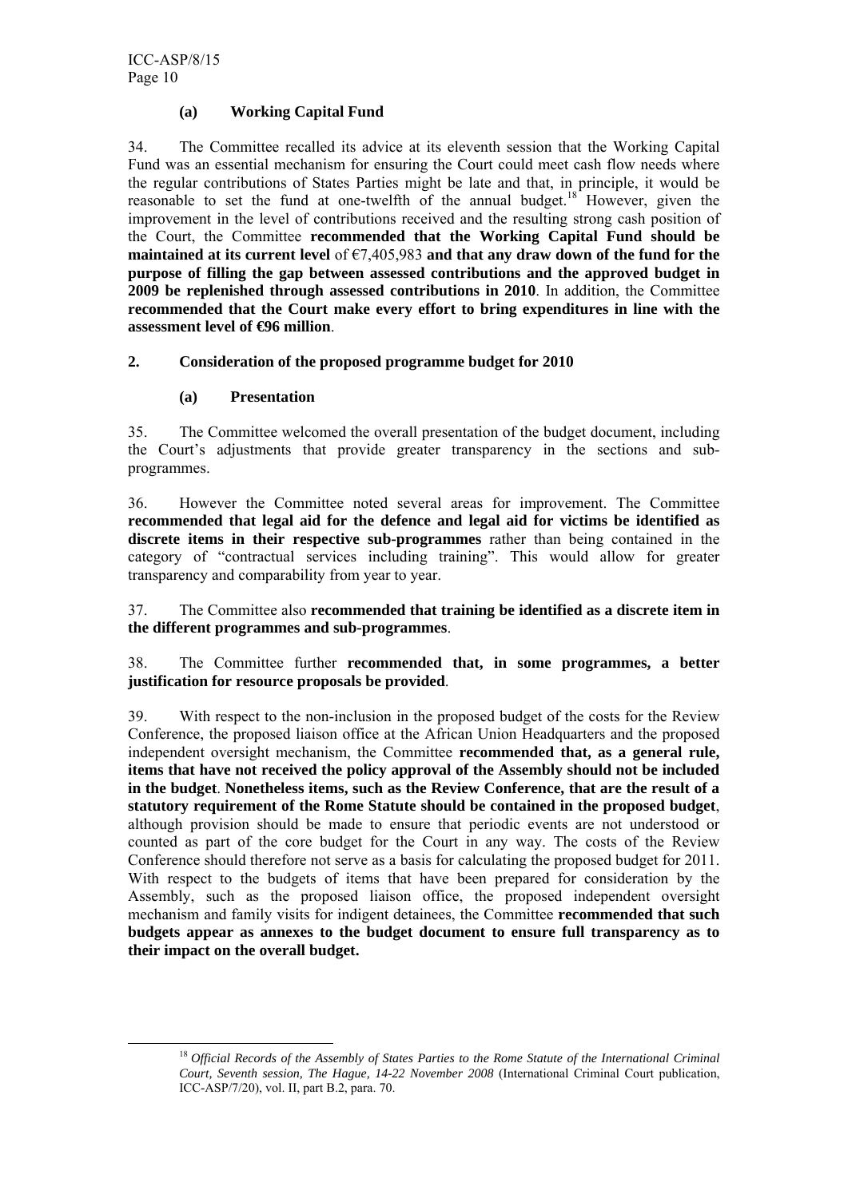#### (a) Working Capital Fund

34. The Committee recalled its advice at its eleventh session that the Working Capital Fund was an essential mechanism for ensuring the Court could meet cash flow needs where the regular contributions of States Parties might be late and that, in principle, it would be reasonable to set the fund at one-twelfth of the annual budget.[18] However, given the improvement in the level of contributions received and the resulting strong cash position of the Court, the Committee **recommended that the Working Capital Fund should be maintained at its current level** of €7,405,983 **and that any draw down of the fund for the purpose of filling the gap between assessed contributions and the approved budget in 2009 be replenished through assessed contributions in 2010**. In addition, the Committee **recommended that the Court make every effort to bring expenditures in line with the assessment level of €96 million**.

### 2. Consideration of the proposed programme budget for 2010

#### (a) Presentation

35. The Committee welcomed the overall presentation of the budget document, including the Court's adjustments that provide greater transparency in the sections and sub-programmes.

36. However the Committee noted several areas for improvement. The Committee **recommended that legal aid for the defence and legal aid for victims be identified as discrete items in their respective sub-programmes** rather than being contained in the category of "contractual services including training". This would allow for greater transparency and comparability from year to year.

37. The Committee also **recommended that training be identified as a discrete item in the different programmes and sub-programmes**.

38. The Committee further **recommended that, in some programmes, a better justification for resource proposals be provided**.

39. With respect to the non-inclusion in the proposed budget of the costs for the Review Conference, the proposed liaison office at the African Union Headquarters and the proposed independent oversight mechanism, the Committee **recommended that, as a general rule, items that have not received the policy approval of the Assembly should not be included in the budget**. **Nonetheless items, such as the Review Conference, that are the result of a statutory requirement of the Rome Statute should be contained in the proposed budget**, although provision should be made to ensure that periodic events are not understood or counted as part of the core budget for the Court in any way. The costs of the Review Conference should therefore not serve as a basis for calculating the proposed budget for 2011. With respect to the budgets of items that have been prepared for consideration by the Assembly, such as the proposed liaison office, the proposed independent oversight mechanism and family visits for indigent detainees, the Committee **recommended that such budgets appear as annexes to the budget document to ensure full transparency as to their impact on the overall budget.**

[18] *Official Records of the Assembly of States Parties to the Rome Statute of the International Criminal Court, Seventh session, The Hague, 14-22 November 2008* (International Criminal Court publication, ICC-ASP/7/20), vol. II, part B.2, para. 70.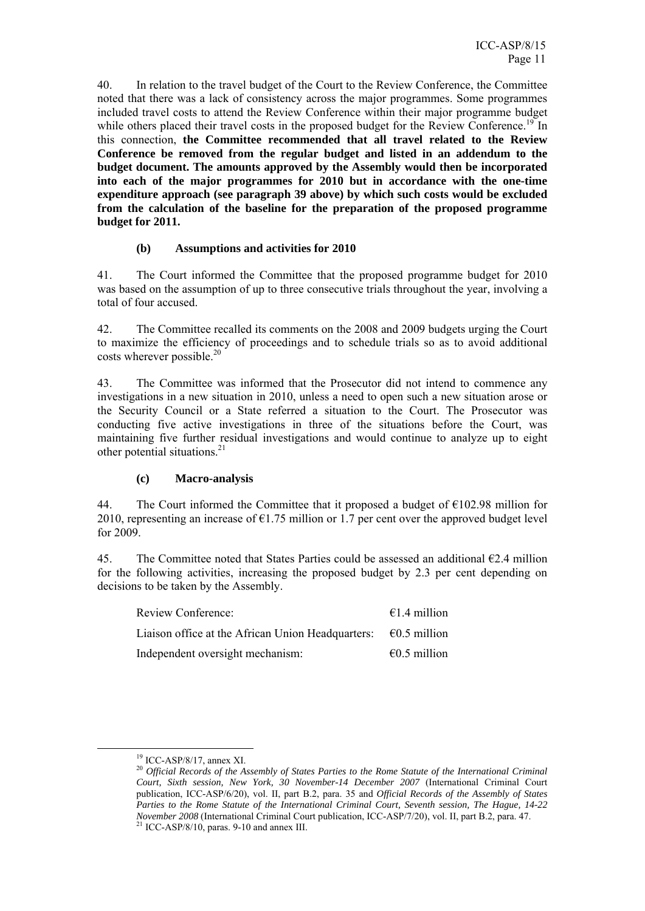40. In relation to the travel budget of the Court to the Review Conference, the Committee noted that there was a lack of consistency across the major programmes. Some programmes included travel costs to attend the Review Conference within their major programme budget while others placed their travel costs in the proposed budget for the Review Conference.[19] In this connection, **the Committee recommended that all travel related to the Review Conference be removed from the regular budget and listed in an addendum to the budget document. The amounts approved by the Assembly would then be incorporated into each of the major programmes for 2010 but in accordance with the one-time expenditure approach (see paragraph 39 above) by which such costs would be excluded from the calculation of the baseline for the preparation of the proposed programme budget for 2011.**

### (b) Assumptions and activities for 2010

41. The Court informed the Committee that the proposed programme budget for 2010 was based on the assumption of up to three consecutive trials throughout the year, involving a total of four accused.

42. The Committee recalled its comments on the 2008 and 2009 budgets urging the Court to maximize the efficiency of proceedings and to schedule trials so as to avoid additional costs wherever possible.[20]

43. The Committee was informed that the Prosecutor did not intend to commence any investigations in a new situation in 2010, unless a need to open such a new situation arose or the Security Council or a State referred a situation to the Court. The Prosecutor was conducting five active investigations in three of the situations before the Court, was maintaining five further residual investigations and would continue to analyze up to eight other potential situations.[21]

### (c) Macro-analysis

44. The Court informed the Committee that it proposed a budget of €102.98 million for 2010, representing an increase of €1.75 million or 1.7 per cent over the approved budget level for 2009.

45. The Committee noted that States Parties could be assessed an additional €2.4 million for the following activities, increasing the proposed budget by 2.3 per cent depending on decisions to be taken by the Assembly.

| | |
|---|---|
| Review Conference: | €1.4 million |
| Liaison office at the African Union Headquarters: | €0.5 million |
| Independent oversight mechanism: | €0.5 million |

---

[19] ICC-ASP/8/17, annex XI.

[20] *Official Records of the Assembly of States Parties to the Rome Statute of the International Criminal Court, Sixth session, New York, 30 November-14 December 2007* (International Criminal Court publication, ICC-ASP/6/20), vol. II, part B.2, para. 35 and *Official Records of the Assembly of States Parties to the Rome Statute of the International Criminal Court, Seventh session, The Hague, 14-22 November 2008* (International Criminal Court publication, ICC-ASP/7/20), vol. II, part B.2, para. 47.

[21] ICC-ASP/8/10, paras. 9-10 and annex III.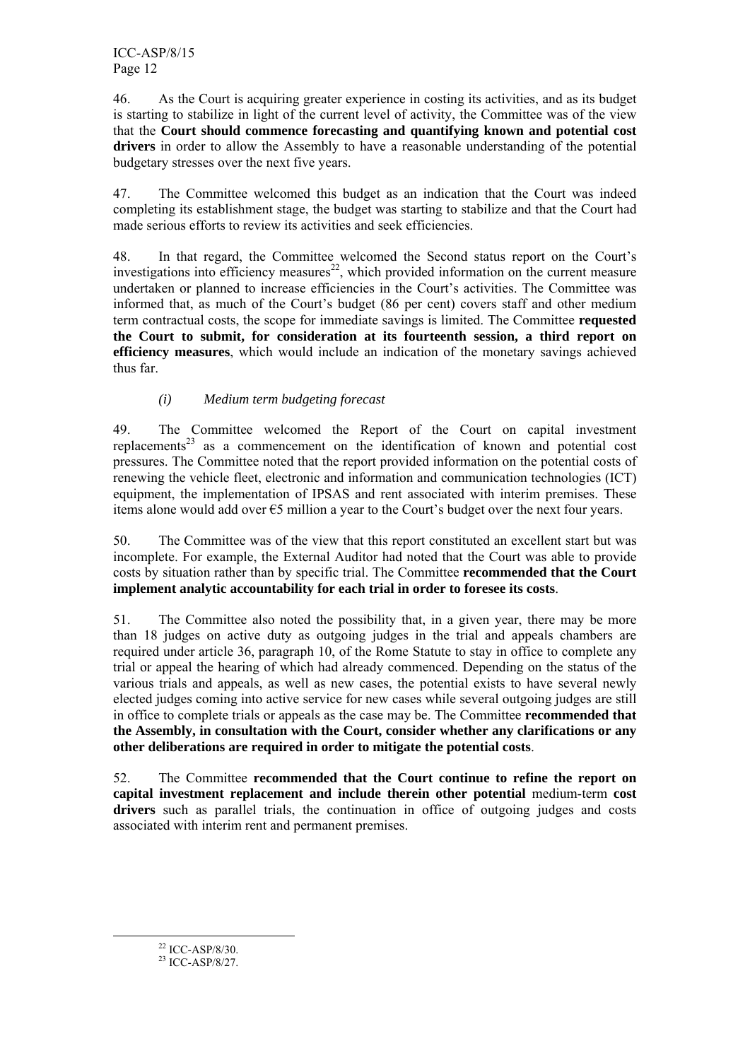46. As the Court is acquiring greater experience in costing its activities, and as its budget is starting to stabilize in light of the current level of activity, the Committee was of the view that the **Court should commence forecasting and quantifying known and potential cost drivers** in order to allow the Assembly to have a reasonable understanding of the potential budgetary stresses over the next five years.

47. The Committee welcomed this budget as an indication that the Court was indeed completing its establishment stage, the budget was starting to stabilize and that the Court had made serious efforts to review its activities and seek efficiencies.

48. In that regard, the Committee welcomed the Second status report on the Court's investigations into efficiency measures[22], which provided information on the current measure undertaken or planned to increase efficiencies in the Court's activities. The Committee was informed that, as much of the Court's budget (86 per cent) covers staff and other medium term contractual costs, the scope for immediate savings is limited. The Committee **requested the Court to submit, for consideration at its fourteenth session, a third report on efficiency measures**, which would include an indication of the monetary savings achieved thus far.

*(i) Medium term budgeting forecast*

49. The Committee welcomed the Report of the Court on capital investment replacements[23] as a commencement on the identification of known and potential cost pressures. The Committee noted that the report provided information on the potential costs of renewing the vehicle fleet, electronic and information and communication technologies (ICT) equipment, the implementation of IPSAS and rent associated with interim premises. These items alone would add over €5 million a year to the Court's budget over the next four years.

50. The Committee was of the view that this report constituted an excellent start but was incomplete. For example, the External Auditor had noted that the Court was able to provide costs by situation rather than by specific trial. The Committee **recommended that the Court implement analytic accountability for each trial in order to foresee its costs**.

51. The Committee also noted the possibility that, in a given year, there may be more than 18 judges on active duty as outgoing judges in the trial and appeals chambers are required under article 36, paragraph 10, of the Rome Statute to stay in office to complete any trial or appeal the hearing of which had already commenced. Depending on the status of the various trials and appeals, as well as new cases, the potential exists to have several newly elected judges coming into active service for new cases while several outgoing judges are still in office to complete trials or appeals as the case may be. The Committee **recommended that the Assembly, in consultation with the Court, consider whether any clarifications or any other deliberations are required in order to mitigate the potential costs**.

52. The Committee **recommended that the Court continue to refine the report on capital investment replacement and include therein other potential** medium-term **cost drivers** such as parallel trials, the continuation in office of outgoing judges and costs associated with interim rent and permanent premises.

---

[22] ICC-ASP/8/30.

[23] ICC-ASP/8/27.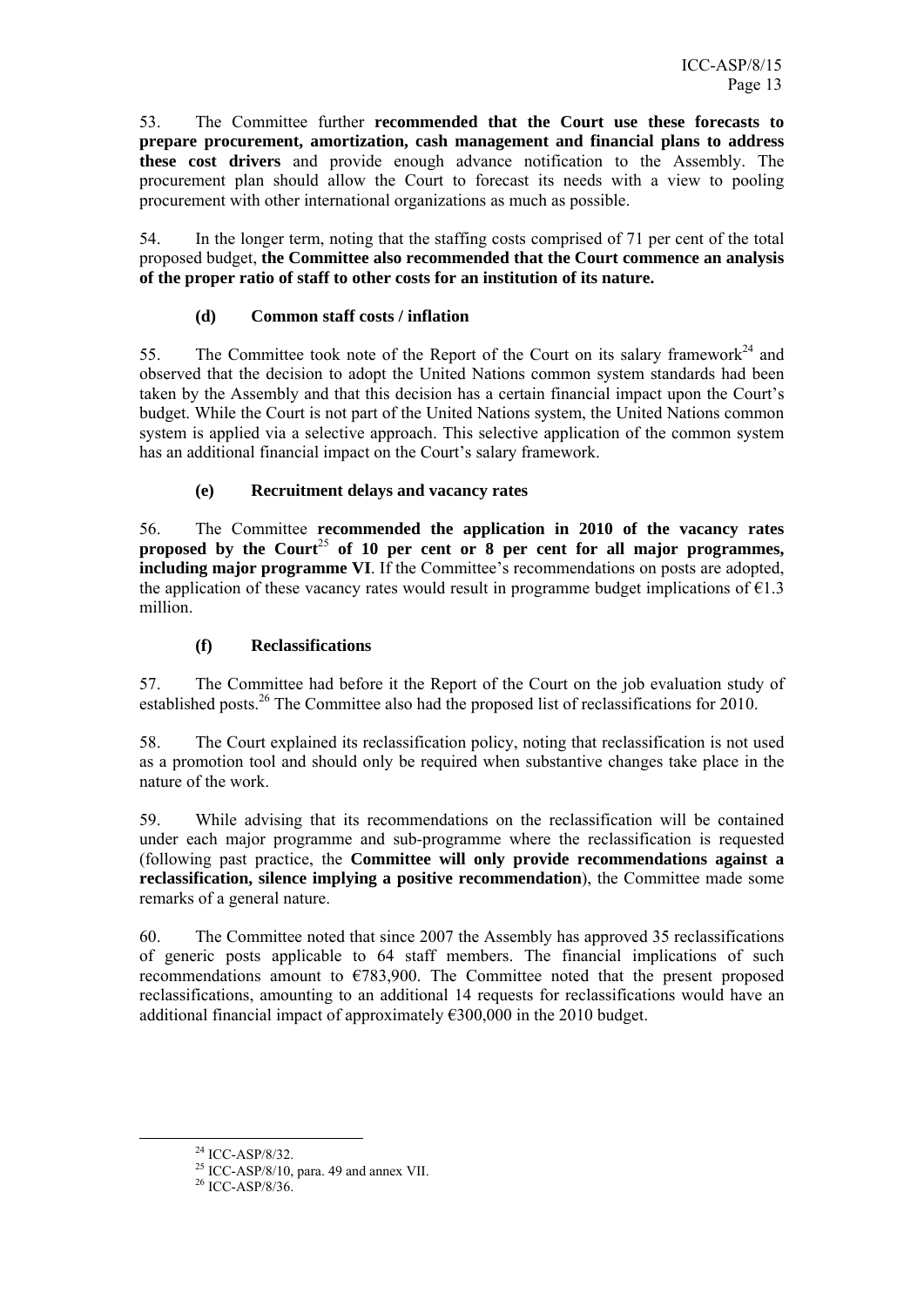53. The Committee further **recommended that the Court use these forecasts to prepare procurement, amortization, cash management and financial plans to address these cost drivers** and provide enough advance notification to the Assembly. The procurement plan should allow the Court to forecast its needs with a view to pooling procurement with other international organizations as much as possible.

54. In the longer term, noting that the staffing costs comprised of 71 per cent of the total proposed budget, **the Committee also recommended that the Court commence an analysis of the proper ratio of staff to other costs for an institution of its nature.**

#### (d) Common staff costs / inflation

55. The Committee took note of the Report of the Court on its salary framework[24] and observed that the decision to adopt the United Nations common system standards had been taken by the Assembly and that this decision has a certain financial impact upon the Court's budget. While the Court is not part of the United Nations system, the United Nations common system is applied via a selective approach. This selective application of the common system has an additional financial impact on the Court's salary framework.

#### (e) Recruitment delays and vacancy rates

56. The Committee **recommended the application in 2010 of the vacancy rates proposed by the Court**[25] **of 10 per cent or 8 per cent for all major programmes, including major programme VI**. If the Committee's recommendations on posts are adopted, the application of these vacancy rates would result in programme budget implications of €1.3 million.

#### (f) Reclassifications

57. The Committee had before it the Report of the Court on the job evaluation study of established posts.[26] The Committee also had the proposed list of reclassifications for 2010.

58. The Court explained its reclassification policy, noting that reclassification is not used as a promotion tool and should only be required when substantive changes take place in the nature of the work.

59. While advising that its recommendations on the reclassification will be contained under each major programme and sub-programme where the reclassification is requested (following past practice, the **Committee will only provide recommendations against a reclassification, silence implying a positive recommendation**), the Committee made some remarks of a general nature.

60. The Committee noted that since 2007 the Assembly has approved 35 reclassifications of generic posts applicable to 64 staff members. The financial implications of such recommendations amount to €783,900. The Committee noted that the present proposed reclassifications, amounting to an additional 14 requests for reclassifications would have an additional financial impact of approximately €300,000 in the 2010 budget.

---

[24] ICC-ASP/8/32.

[25] ICC-ASP/8/10, para. 49 and annex VII.

[26] ICC-ASP/8/36.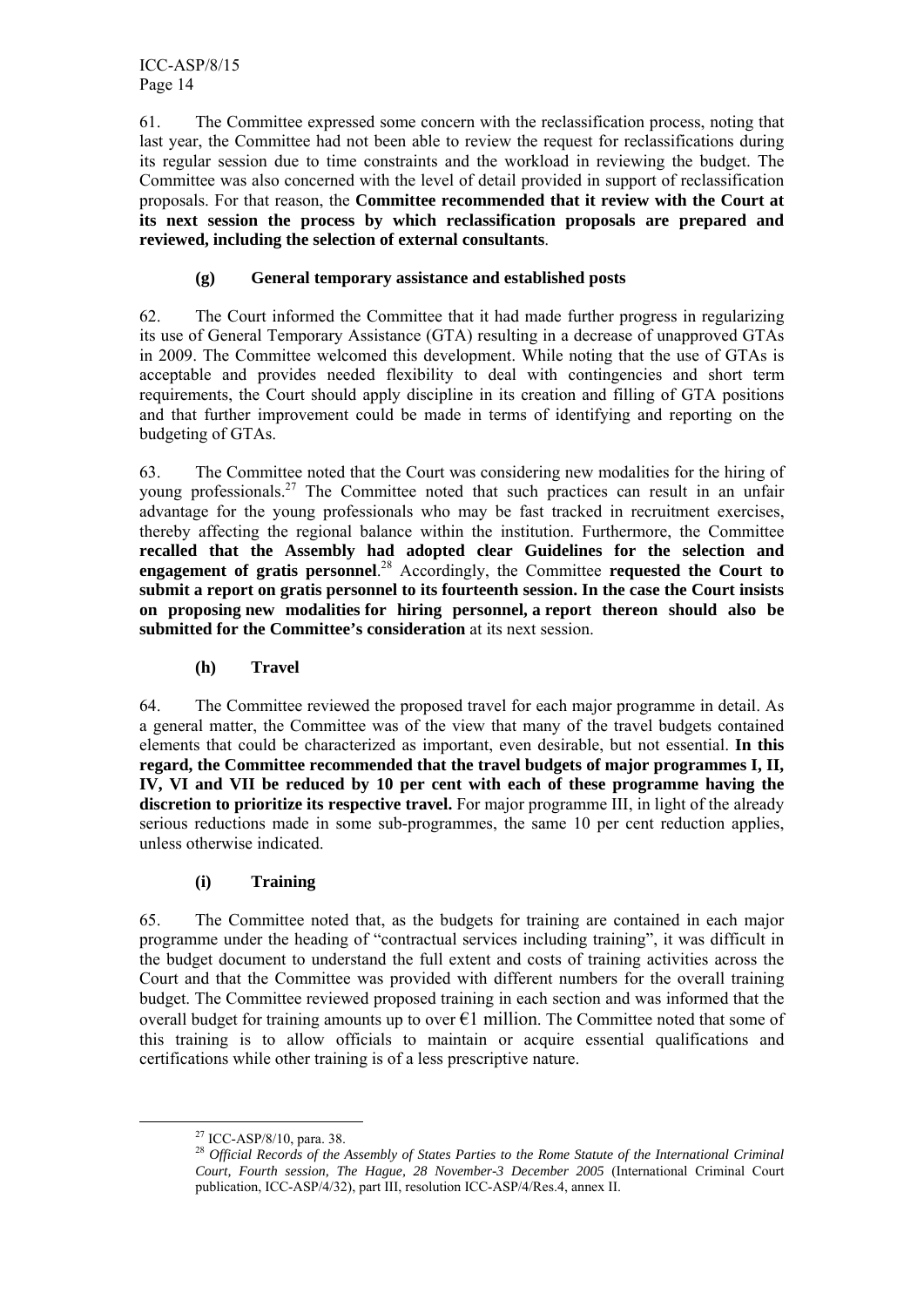61. The Committee expressed some concern with the reclassification process, noting that last year, the Committee had not been able to review the request for reclassifications during its regular session due to time constraints and the workload in reviewing the budget. The Committee was also concerned with the level of detail provided in support of reclassification proposals. For that reason, the **Committee recommended that it review with the Court at its next session the process by which reclassification proposals are prepared and reviewed, including the selection of external consultants**.

### (g) General temporary assistance and established posts

62. The Court informed the Committee that it had made further progress in regularizing its use of General Temporary Assistance (GTA) resulting in a decrease of unapproved GTAs in 2009. The Committee welcomed this development. While noting that the use of GTAs is acceptable and provides needed flexibility to deal with contingencies and short term requirements, the Court should apply discipline in its creation and filling of GTA positions and that further improvement could be made in terms of identifying and reporting on the budgeting of GTAs.

63. The Committee noted that the Court was considering new modalities for the hiring of young professionals.[27] The Committee noted that such practices can result in an unfair advantage for the young professionals who may be fast tracked in recruitment exercises, thereby affecting the regional balance within the institution. Furthermore, the Committee **recalled that the Assembly had adopted clear Guidelines for the selection and engagement of gratis personnel**.[28] Accordingly, the Committee **requested the Court to submit a report on gratis personnel to its fourteenth session. In the case the Court insists on proposing new modalities for hiring personnel, a report thereon should also be submitted for the Committee's consideration** at its next session.

### (h) Travel

64. The Committee reviewed the proposed travel for each major programme in detail. As a general matter, the Committee was of the view that many of the travel budgets contained elements that could be characterized as important, even desirable, but not essential. **In this regard, the Committee recommended that the travel budgets of major programmes I, II, IV, VI and VII be reduced by 10 per cent with each of these programme having the discretion to prioritize its respective travel.** For major programme III, in light of the already serious reductions made in some sub-programmes, the same 10 per cent reduction applies, unless otherwise indicated.

### (i) Training

65. The Committee noted that, as the budgets for training are contained in each major programme under the heading of "contractual services including training", it was difficult in the budget document to understand the full extent and costs of training activities across the Court and that the Committee was provided with different numbers for the overall training budget. The Committee reviewed proposed training in each section and was informed that the overall budget for training amounts up to over €1 million. The Committee noted that some of this training is to allow officials to maintain or acquire essential qualifications and certifications while other training is of a less prescriptive nature.

---

[27] ICC-ASP/8/10, para. 38.

[28] *Official Records of the Assembly of States Parties to the Rome Statute of the International Criminal Court, Fourth session, The Hague, 28 November-3 December 2005* (International Criminal Court publication, ICC-ASP/4/32), part III, resolution ICC-ASP/4/Res.4, annex II.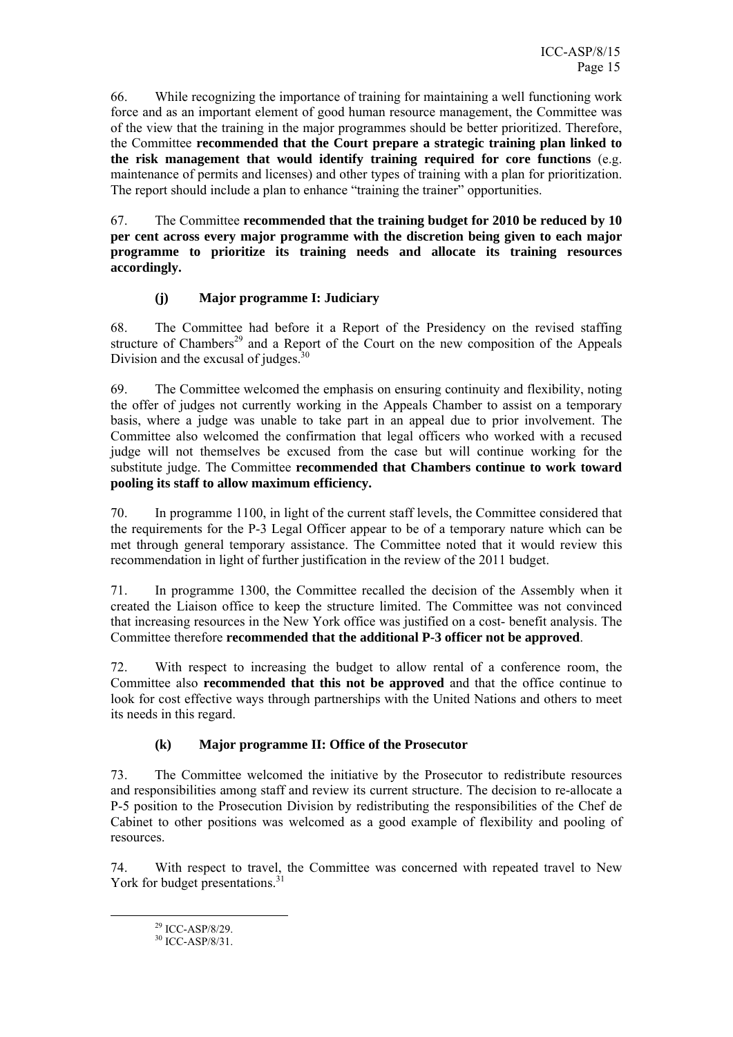66. While recognizing the importance of training for maintaining a well functioning work force and as an important element of good human resource management, the Committee was of the view that the training in the major programmes should be better prioritized. Therefore, the Committee **recommended that the Court prepare a strategic training plan linked to the risk management that would identify training required for core functions** (e.g. maintenance of permits and licenses) and other types of training with a plan for prioritization. The report should include a plan to enhance "training the trainer" opportunities.

67. The Committee **recommended that the training budget for 2010 be reduced by 10 per cent across every major programme with the discretion being given to each major programme to prioritize its training needs and allocate its training resources accordingly.**

### (j) Major programme I: Judiciary

68. The Committee had before it a Report of the Presidency on the revised staffing structure of Chambers[29] and a Report of the Court on the new composition of the Appeals Division and the excusal of judges.[30]

69. The Committee welcomed the emphasis on ensuring continuity and flexibility, noting the offer of judges not currently working in the Appeals Chamber to assist on a temporary basis, where a judge was unable to take part in an appeal due to prior involvement. The Committee also welcomed the confirmation that legal officers who worked with a recused judge will not themselves be excused from the case but will continue working for the substitute judge. The Committee **recommended that Chambers continue to work toward pooling its staff to allow maximum efficiency.**

70. In programme 1100, in light of the current staff levels, the Committee considered that the requirements for the P-3 Legal Officer appear to be of a temporary nature which can be met through general temporary assistance. The Committee noted that it would review this recommendation in light of further justification in the review of the 2011 budget.

71. In programme 1300, the Committee recalled the decision of the Assembly when it created the Liaison office to keep the structure limited. The Committee was not convinced that increasing resources in the New York office was justified on a cost- benefit analysis. The Committee therefore **recommended that the additional P-3 officer not be approved**.

72. With respect to increasing the budget to allow rental of a conference room, the Committee also **recommended that this not be approved** and that the office continue to look for cost effective ways through partnerships with the United Nations and others to meet its needs in this regard.

### (k) Major programme II: Office of the Prosecutor

73. The Committee welcomed the initiative by the Prosecutor to redistribute resources and responsibilities among staff and review its current structure. The decision to re-allocate a P-5 position to the Prosecution Division by redistributing the responsibilities of the Chef de Cabinet to other positions was welcomed as a good example of flexibility and pooling of resources.

74. With respect to travel, the Committee was concerned with repeated travel to New York for budget presentations.[31]

---

[29] ICC-ASP/8/29.

[30] ICC-ASP/8/31.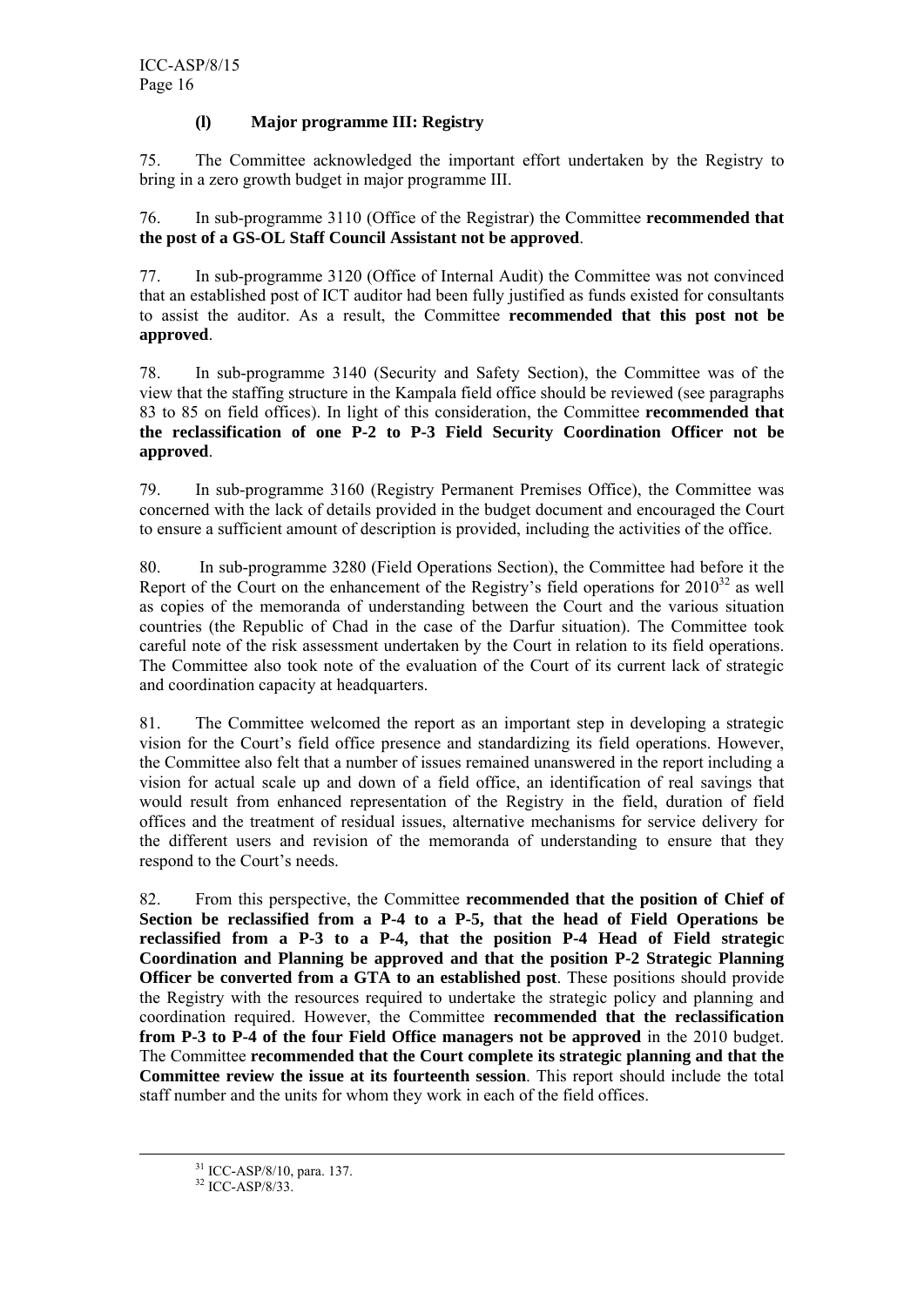#### (l) Major programme III: Registry

75. The Committee acknowledged the important effort undertaken by the Registry to bring in a zero growth budget in major programme III.

76. In sub-programme 3110 (Office of the Registrar) the Committee **recommended that the post of a GS-OL Staff Council Assistant not be approved**.

77. In sub-programme 3120 (Office of Internal Audit) the Committee was not convinced that an established post of ICT auditor had been fully justified as funds existed for consultants to assist the auditor. As a result, the Committee **recommended that this post not be approved**.

78. In sub-programme 3140 (Security and Safety Section), the Committee was of the view that the staffing structure in the Kampala field office should be reviewed (see paragraphs 83 to 85 on field offices). In light of this consideration, the Committee **recommended that the reclassification of one P-2 to P-3 Field Security Coordination Officer not be approved**.

79. In sub-programme 3160 (Registry Permanent Premises Office), the Committee was concerned with the lack of details provided in the budget document and encouraged the Court to ensure a sufficient amount of description is provided, including the activities of the office.

80. In sub-programme 3280 (Field Operations Section), the Committee had before it the Report of the Court on the enhancement of the Registry's field operations for 2010[32] as well as copies of the memoranda of understanding between the Court and the various situation countries (the Republic of Chad in the case of the Darfur situation). The Committee took careful note of the risk assessment undertaken by the Court in relation to its field operations. The Committee also took note of the evaluation of the Court of its current lack of strategic and coordination capacity at headquarters.

81. The Committee welcomed the report as an important step in developing a strategic vision for the Court's field office presence and standardizing its field operations. However, the Committee also felt that a number of issues remained unanswered in the report including a vision for actual scale up and down of a field office, an identification of real savings that would result from enhanced representation of the Registry in the field, duration of field offices and the treatment of residual issues, alternative mechanisms for service delivery for the different users and revision of the memoranda of understanding to ensure that they respond to the Court's needs.

82. From this perspective, the Committee **recommended that the position of Chief of Section be reclassified from a P-4 to a P-5, that the head of Field Operations be reclassified from a P-3 to a P-4, that the position P-4 Head of Field strategic Coordination and Planning be approved and that the position P-2 Strategic Planning Officer be converted from a GTA to an established post**. These positions should provide the Registry with the resources required to undertake the strategic policy and planning and coordination required. However, the Committee **recommended that the reclassification from P-3 to P-4 of the four Field Office managers not be approved** in the 2010 budget. The Committee **recommended that the Court complete its strategic planning and that the Committee review the issue at its fourteenth session**. This report should include the total staff number and the units for whom they work in each of the field offices.

---

[31] ICC-ASP/8/10, para. 137.

[32] ICC-ASP/8/33.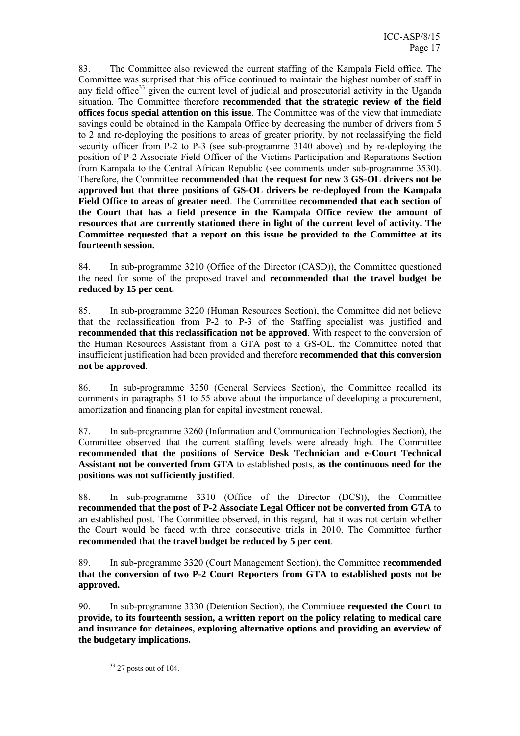83. The Committee also reviewed the current staffing of the Kampala Field office. The Committee was surprised that this office continued to maintain the highest number of staff in any field office[33] given the current level of judicial and prosecutorial activity in the Uganda situation. The Committee therefore **recommended that the strategic review of the field offices focus special attention on this issue**. The Committee was of the view that immediate savings could be obtained in the Kampala Office by decreasing the number of drivers from 5 to 2 and re-deploying the positions to areas of greater priority, by not reclassifying the field security officer from P-2 to P-3 (see sub-programme 3140 above) and by re-deploying the position of P-2 Associate Field Officer of the Victims Participation and Reparations Section from Kampala to the Central African Republic (see comments under sub-programme 3530). Therefore, the Committee **recommended that the request for new 3 GS-OL drivers not be approved but that three positions of GS-OL drivers be re-deployed from the Kampala Field Office to areas of greater need**. The Committee **recommended that each section of the Court that has a field presence in the Kampala Office review the amount of resources that are currently stationed there in light of the current level of activity. The Committee requested that a report on this issue be provided to the Committee at its fourteenth session.**

84. In sub-programme 3210 (Office of the Director (CASD)), the Committee questioned the need for some of the proposed travel and **recommended that the travel budget be reduced by 15 per cent.**

85. In sub-programme 3220 (Human Resources Section), the Committee did not believe that the reclassification from P-2 to P-3 of the Staffing specialist was justified and **recommended that this reclassification not be approved**. With respect to the conversion of the Human Resources Assistant from a GTA post to a GS-OL, the Committee noted that insufficient justification had been provided and therefore **recommended that this conversion not be approved.**

86. In sub-programme 3250 (General Services Section), the Committee recalled its comments in paragraphs 51 to 55 above about the importance of developing a procurement, amortization and financing plan for capital investment renewal.

87. In sub-programme 3260 (Information and Communication Technologies Section), the Committee observed that the current staffing levels were already high. The Committee **recommended that the positions of Service Desk Technician and e-Court Technical Assistant not be converted from GTA** to established posts, **as the continuous need for the positions was not sufficiently justified**.

88. In sub-programme 3310 (Office of the Director (DCS)), the Committee **recommended that the post of P-2 Associate Legal Officer not be converted from GTA** to an established post. The Committee observed, in this regard, that it was not certain whether the Court would be faced with three consecutive trials in 2010. The Committee further **recommended that the travel budget be reduced by 5 per cent**.

89. In sub-programme 3320 (Court Management Section), the Committee **recommended that the conversion of two P-2 Court Reporters from GTA to established posts not be approved.**

90. In sub-programme 3330 (Detention Section), the Committee **requested the Court to provide, to its fourteenth session, a written report on the policy relating to medical care and insurance for detainees, exploring alternative options and providing an overview of the budgetary implications.**

---

[33] 27 posts out of 104.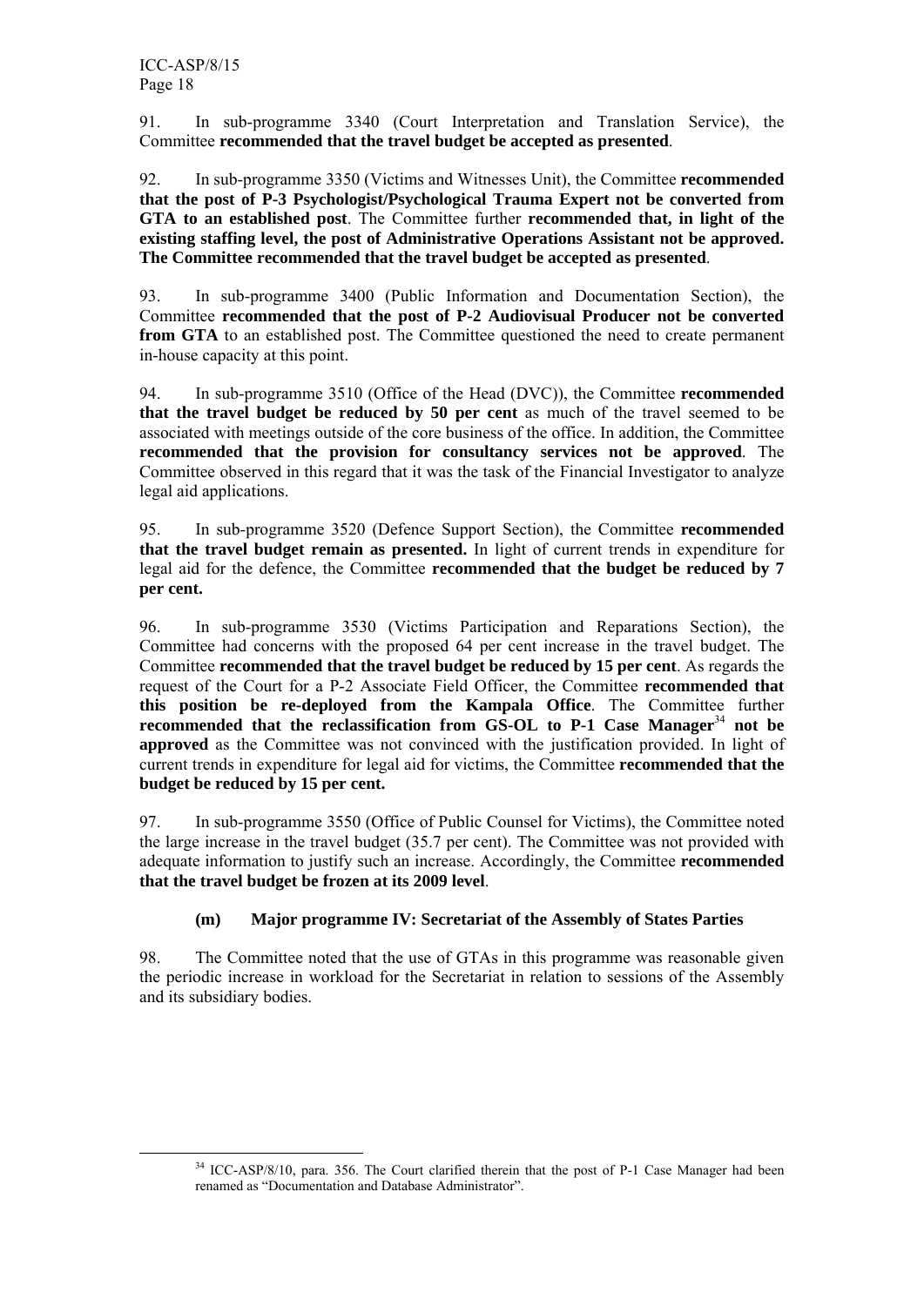91. In sub-programme 3340 (Court Interpretation and Translation Service), the Committee **recommended that the travel budget be accepted as presented**.

92. In sub-programme 3350 (Victims and Witnesses Unit), the Committee **recommended that the post of P-3 Psychologist/Psychological Trauma Expert not be converted from GTA to an established post**. The Committee further **recommended that, in light of the existing staffing level, the post of Administrative Operations Assistant not be approved. The Committee recommended that the travel budget be accepted as presented**.

93. In sub-programme 3400 (Public Information and Documentation Section), the Committee **recommended that the post of P-2 Audiovisual Producer not be converted from GTA** to an established post. The Committee questioned the need to create permanent in-house capacity at this point.

94. In sub-programme 3510 (Office of the Head (DVC)), the Committee **recommended that the travel budget be reduced by 50 per cent** as much of the travel seemed to be associated with meetings outside of the core business of the office. In addition, the Committee **recommended that the provision for consultancy services not be approved**. The Committee observed in this regard that it was the task of the Financial Investigator to analyze legal aid applications.

95. In sub-programme 3520 (Defence Support Section), the Committee **recommended that the travel budget remain as presented.** In light of current trends in expenditure for legal aid for the defence, the Committee **recommended that the budget be reduced by 7 per cent.**

96. In sub-programme 3530 (Victims Participation and Reparations Section), the Committee had concerns with the proposed 64 per cent increase in the travel budget. The Committee **recommended that the travel budget be reduced by 15 per cent**. As regards the request of the Court for a P-2 Associate Field Officer, the Committee **recommended that this position be re-deployed from the Kampala Office**. The Committee further **recommended that the reclassification from GS-OL to P-1 Case Manager**[34] **not be approved** as the Committee was not convinced with the justification provided. In light of current trends in expenditure for legal aid for victims, the Committee **recommended that the budget be reduced by 15 per cent.**

97. In sub-programme 3550 (Office of Public Counsel for Victims), the Committee noted the large increase in the travel budget (35.7 per cent). The Committee was not provided with adequate information to justify such an increase. Accordingly, the Committee **recommended that the travel budget be frozen at its 2009 level**.

### (m) Major programme IV: Secretariat of the Assembly of States Parties

98. The Committee noted that the use of GTAs in this programme was reasonable given the periodic increase in workload for the Secretariat in relation to sessions of the Assembly and its subsidiary bodies.

[34] ICC-ASP/8/10, para. 356. The Court clarified therein that the post of P-1 Case Manager had been renamed as "Documentation and Database Administrator".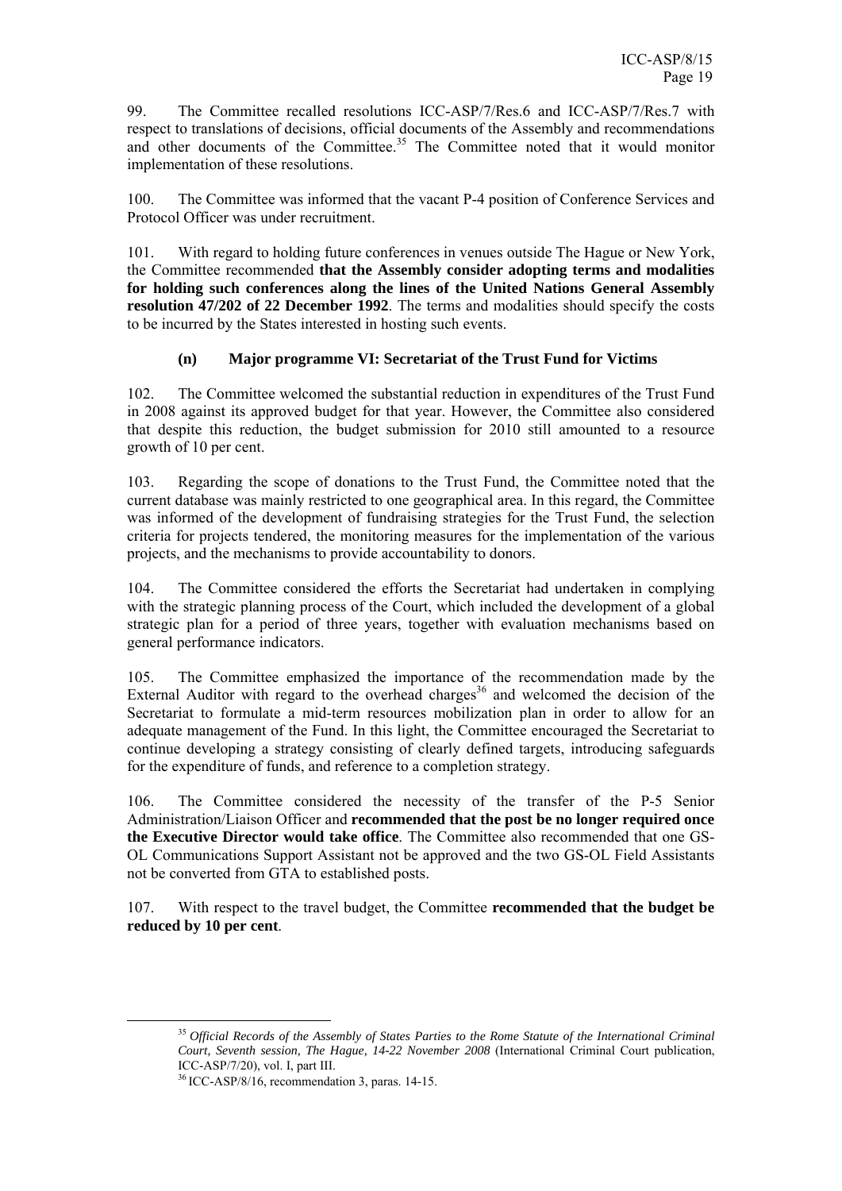99. The Committee recalled resolutions ICC-ASP/7/Res.6 and ICC-ASP/7/Res.7 with respect to translations of decisions, official documents of the Assembly and recommendations and other documents of the Committee.[35] The Committee noted that it would monitor implementation of these resolutions.

100. The Committee was informed that the vacant P-4 position of Conference Services and Protocol Officer was under recruitment.

101. With regard to holding future conferences in venues outside The Hague or New York, the Committee recommended **that the Assembly consider adopting terms and modalities for holding such conferences along the lines of the United Nations General Assembly resolution 47/202 of 22 December 1992**. The terms and modalities should specify the costs to be incurred by the States interested in hosting such events.

### (n) Major programme VI: Secretariat of the Trust Fund for Victims

102. The Committee welcomed the substantial reduction in expenditures of the Trust Fund in 2008 against its approved budget for that year. However, the Committee also considered that despite this reduction, the budget submission for 2010 still amounted to a resource growth of 10 per cent.

103. Regarding the scope of donations to the Trust Fund, the Committee noted that the current database was mainly restricted to one geographical area. In this regard, the Committee was informed of the development of fundraising strategies for the Trust Fund, the selection criteria for projects tendered, the monitoring measures for the implementation of the various projects, and the mechanisms to provide accountability to donors.

104. The Committee considered the efforts the Secretariat had undertaken in complying with the strategic planning process of the Court, which included the development of a global strategic plan for a period of three years, together with evaluation mechanisms based on general performance indicators.

105. The Committee emphasized the importance of the recommendation made by the External Auditor with regard to the overhead charges[36] and welcomed the decision of the Secretariat to formulate a mid-term resources mobilization plan in order to allow for an adequate management of the Fund. In this light, the Committee encouraged the Secretariat to continue developing a strategy consisting of clearly defined targets, introducing safeguards for the expenditure of funds, and reference to a completion strategy.

106. The Committee considered the necessity of the transfer of the P-5 Senior Administration/Liaison Officer and **recommended that the post be no longer required once the Executive Director would take office**. The Committee also recommended that one GS-OL Communications Support Assistant not be approved and the two GS-OL Field Assistants not be converted from GTA to established posts.

107. With respect to the travel budget, the Committee **recommended that the budget be reduced by 10 per cent**.

---

[35] *Official Records of the Assembly of States Parties to the Rome Statute of the International Criminal Court, Seventh session, The Hague, 14-22 November 2008* (International Criminal Court publication, ICC-ASP/7/20), vol. I, part III.

[36] ICC-ASP/8/16, recommendation 3, paras. 14-15.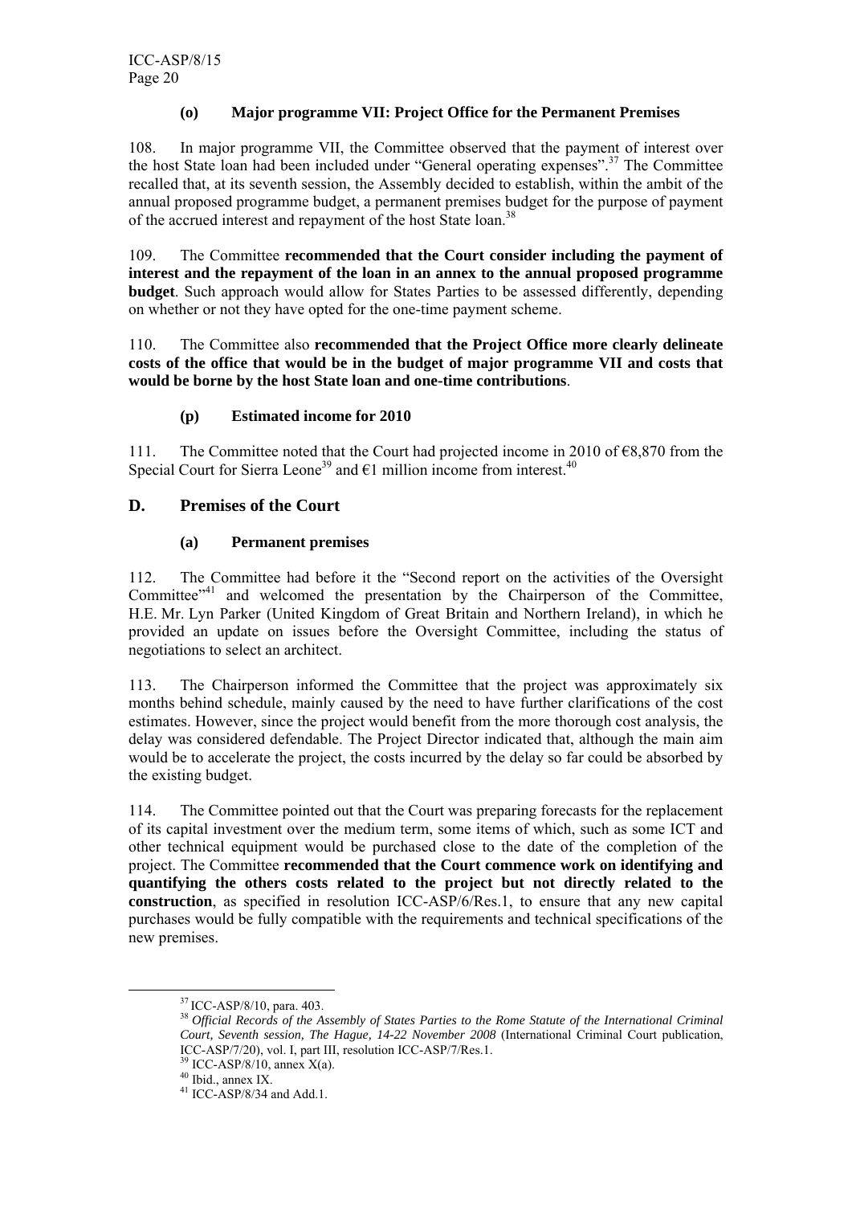#### (o) Major programme VII: Project Office for the Permanent Premises

108. In major programme VII, the Committee observed that the payment of interest over the host State loan had been included under "General operating expenses".[37] The Committee recalled that, at its seventh session, the Assembly decided to establish, within the ambit of the annual proposed programme budget, a permanent premises budget for the purpose of payment of the accrued interest and repayment of the host State loan.[38]

109. The Committee **recommended that the Court consider including the payment of interest and the repayment of the loan in an annex to the annual proposed programme budget**. Such approach would allow for States Parties to be assessed differently, depending on whether or not they have opted for the one-time payment scheme.

110. The Committee also **recommended that the Project Office more clearly delineate costs of the office that would be in the budget of major programme VII and costs that would be borne by the host State loan and one-time contributions**.

#### (p) Estimated income for 2010

111. The Committee noted that the Court had projected income in 2010 of €8,870 from the Special Court for Sierra Leone[39] and €1 million income from interest.[40]

## D. Premises of the Court

#### (a) Permanent premises

112. The Committee had before it the "Second report on the activities of the Oversight Committee"[41] and welcomed the presentation by the Chairperson of the Committee, H.E. Mr. Lyn Parker (United Kingdom of Great Britain and Northern Ireland), in which he provided an update on issues before the Oversight Committee, including the status of negotiations to select an architect.

113. The Chairperson informed the Committee that the project was approximately six months behind schedule, mainly caused by the need to have further clarifications of the cost estimates. However, since the project would benefit from the more thorough cost analysis, the delay was considered defendable. The Project Director indicated that, although the main aim would be to accelerate the project, the costs incurred by the delay so far could be absorbed by the existing budget.

114. The Committee pointed out that the Court was preparing forecasts for the replacement of its capital investment over the medium term, some items of which, such as some ICT and other technical equipment would be purchased close to the date of the completion of the project. The Committee **recommended that the Court commence work on identifying and quantifying the others costs related to the project but not directly related to the construction**, as specified in resolution ICC-ASP/6/Res.1, to ensure that any new capital purchases would be fully compatible with the requirements and technical specifications of the new premises.

---

[37] ICC-ASP/8/10, para. 403.

[38] *Official Records of the Assembly of States Parties to the Rome Statute of the International Criminal Court, Seventh session, The Hague, 14-22 November 2008* (International Criminal Court publication, ICC-ASP/7/20), vol. I, part III, resolution ICC-ASP/7/Res.1.

[39] ICC-ASP/8/10, annex X(a).

[40] Ibid., annex IX.

[41] ICC-ASP/8/34 and Add.1.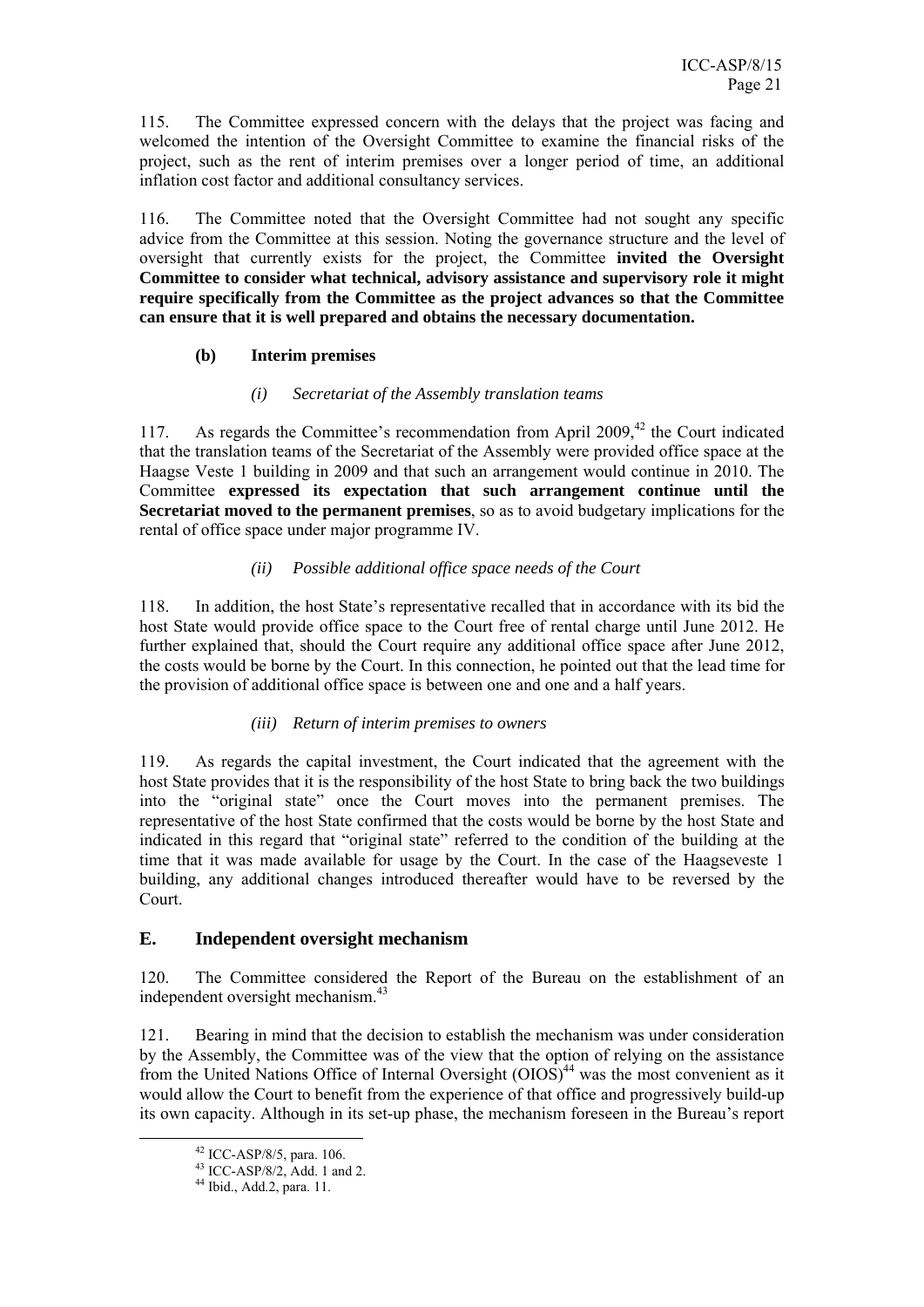115. The Committee expressed concern with the delays that the project was facing and welcomed the intention of the Oversight Committee to examine the financial risks of the project, such as the rent of interim premises over a longer period of time, an additional inflation cost factor and additional consultancy services.

116. The Committee noted that the Oversight Committee had not sought any specific advice from the Committee at this session. Noting the governance structure and the level of oversight that currently exists for the project, the Committee **invited the Oversight Committee to consider what technical, advisory assistance and supervisory role it might require specifically from the Committee as the project advances so that the Committee can ensure that it is well prepared and obtains the necessary documentation.**

#### (b) Interim premises

##### *(i) Secretariat of the Assembly translation teams*

117. As regards the Committee's recommendation from April 2009,[42] the Court indicated that the translation teams of the Secretariat of the Assembly were provided office space at the Haagse Veste 1 building in 2009 and that such an arrangement would continue in 2010. The Committee **expressed its expectation that such arrangement continue until the Secretariat moved to the permanent premises**, so as to avoid budgetary implications for the rental of office space under major programme IV.

##### *(ii) Possible additional office space needs of the Court*

118. In addition, the host State's representative recalled that in accordance with its bid the host State would provide office space to the Court free of rental charge until June 2012. He further explained that, should the Court require any additional office space after June 2012, the costs would be borne by the Court. In this connection, he pointed out that the lead time for the provision of additional office space is between one and one and a half years.

##### *(iii) Return of interim premises to owners*

119. As regards the capital investment, the Court indicated that the agreement with the host State provides that it is the responsibility of the host State to bring back the two buildings into the "original state" once the Court moves into the permanent premises. The representative of the host State confirmed that the costs would be borne by the host State and indicated in this regard that "original state" referred to the condition of the building at the time that it was made available for usage by the Court. In the case of the Haagseveste 1 building, any additional changes introduced thereafter would have to be reversed by the Court.

## E. Independent oversight mechanism

120. The Committee considered the Report of the Bureau on the establishment of an independent oversight mechanism.[43]

121. Bearing in mind that the decision to establish the mechanism was under consideration by the Assembly, the Committee was of the view that the option of relying on the assistance from the United Nations Office of Internal Oversight (OIOS)[44] was the most convenient as it would allow the Court to benefit from the experience of that office and progressively build-up its own capacity. Although in its set-up phase, the mechanism foreseen in the Bureau's report

---

[42] ICC-ASP/8/5, para. 106.

[43] ICC-ASP/8/2, Add. 1 and 2.

[44] Ibid., Add.2, para. 11.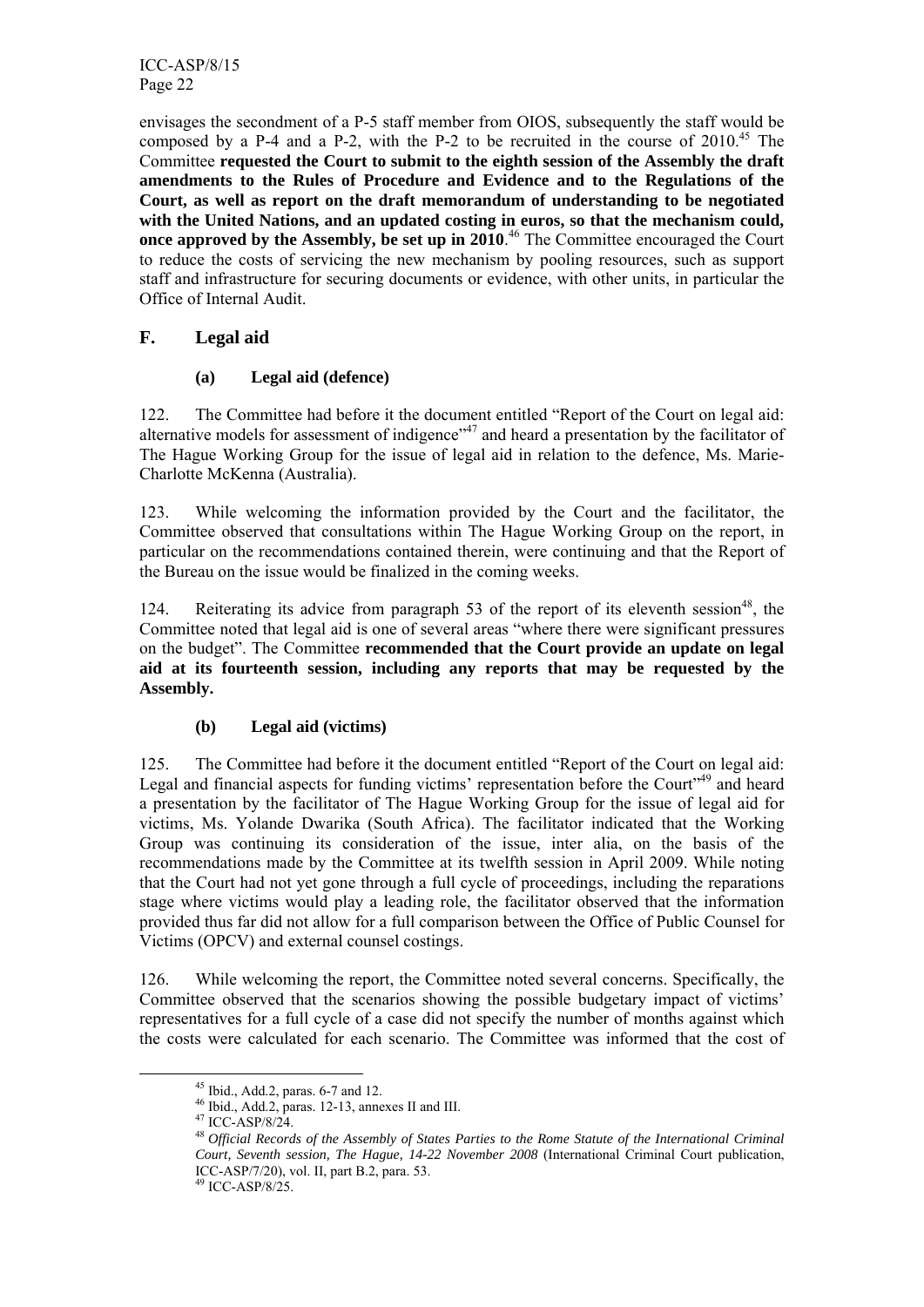envisages the secondment of a P-5 staff member from OIOS, subsequently the staff would be composed by a P-4 and a P-2, with the P-2 to be recruited in the course of 2010.[45] The Committee **requested the Court to submit to the eighth session of the Assembly the draft amendments to the Rules of Procedure and Evidence and to the Regulations of the Court, as well as report on the draft memorandum of understanding to be negotiated with the United Nations, and an updated costing in euros, so that the mechanism could, once approved by the Assembly, be set up in 2010**.[46] The Committee encouraged the Court to reduce the costs of servicing the new mechanism by pooling resources, such as support staff and infrastructure for securing documents or evidence, with other units, in particular the Office of Internal Audit.

## F. Legal aid

### (a) Legal aid (defence)

122. The Committee had before it the document entitled "Report of the Court on legal aid: alternative models for assessment of indigence"[47] and heard a presentation by the facilitator of The Hague Working Group for the issue of legal aid in relation to the defence, Ms. Marie-Charlotte McKenna (Australia).

123. While welcoming the information provided by the Court and the facilitator, the Committee observed that consultations within The Hague Working Group on the report, in particular on the recommendations contained therein, were continuing and that the Report of the Bureau on the issue would be finalized in the coming weeks.

124. Reiterating its advice from paragraph 53 of the report of its eleventh session[48], the Committee noted that legal aid is one of several areas "where there were significant pressures on the budget". The Committee **recommended that the Court provide an update on legal aid at its fourteenth session, including any reports that may be requested by the Assembly.**

### (b) Legal aid (victims)

125. The Committee had before it the document entitled "Report of the Court on legal aid: Legal and financial aspects for funding victims' representation before the Court"[49] and heard a presentation by the facilitator of The Hague Working Group for the issue of legal aid for victims, Ms. Yolande Dwarika (South Africa). The facilitator indicated that the Working Group was continuing its consideration of the issue, inter alia, on the basis of the recommendations made by the Committee at its twelfth session in April 2009. While noting that the Court had not yet gone through a full cycle of proceedings, including the reparations stage where victims would play a leading role, the facilitator observed that the information provided thus far did not allow for a full comparison between the Office of Public Counsel for Victims (OPCV) and external counsel costings.

126. While welcoming the report, the Committee noted several concerns. Specifically, the Committee observed that the scenarios showing the possible budgetary impact of victims' representatives for a full cycle of a case did not specify the number of months against which the costs were calculated for each scenario. The Committee was informed that the cost of

---

[45] Ibid., Add.2, paras. 6-7 and 12.

[46] Ibid., Add.2, paras. 12-13, annexes II and III.

[47] ICC-ASP/8/24.

[48] *Official Records of the Assembly of States Parties to the Rome Statute of the International Criminal Court, Seventh session, The Hague, 14-22 November 2008* (International Criminal Court publication, ICC-ASP/7/20), vol. II, part B.2, para. 53.

[49] ICC-ASP/8/25.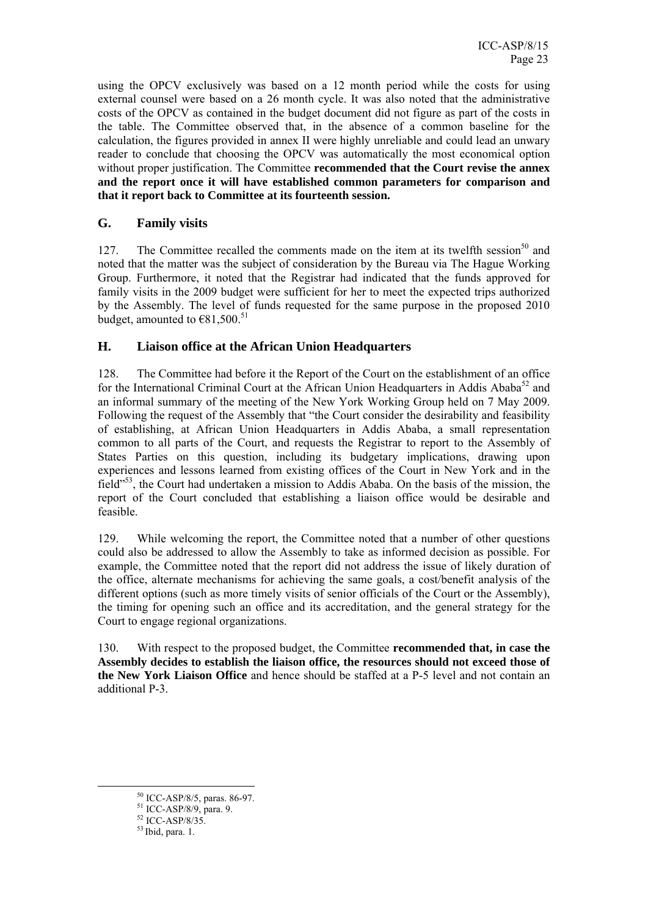using the OPCV exclusively was based on a 12 month period while the costs for using external counsel were based on a 26 month cycle. It was also noted that the administrative costs of the OPCV as contained in the budget document did not figure as part of the costs in the table. The Committee observed that, in the absence of a common baseline for the calculation, the figures provided in annex II were highly unreliable and could lead an unwary reader to conclude that choosing the OPCV was automatically the most economical option without proper justification. The Committee **recommended that the Court revise the annex and the report once it will have established common parameters for comparison and that it report back to Committee at its fourteenth session.**

## G. Family visits

127. The Committee recalled the comments made on the item at its twelfth session[50] and noted that the matter was the subject of consideration by the Bureau via The Hague Working Group. Furthermore, it noted that the Registrar had indicated that the funds approved for family visits in the 2009 budget were sufficient for her to meet the expected trips authorized by the Assembly. The level of funds requested for the same purpose in the proposed 2010 budget, amounted to €81,500.[51]

## H. Liaison office at the African Union Headquarters

128. The Committee had before it the Report of the Court on the establishment of an office for the International Criminal Court at the African Union Headquarters in Addis Ababa[52] and an informal summary of the meeting of the New York Working Group held on 7 May 2009. Following the request of the Assembly that "the Court consider the desirability and feasibility of establishing, at African Union Headquarters in Addis Ababa, a small representation common to all parts of the Court, and requests the Registrar to report to the Assembly of States Parties on this question, including its budgetary implications, drawing upon experiences and lessons learned from existing offices of the Court in New York and in the field"[53], the Court had undertaken a mission to Addis Ababa. On the basis of the mission, the report of the Court concluded that establishing a liaison office would be desirable and feasible.

129. While welcoming the report, the Committee noted that a number of other questions could also be addressed to allow the Assembly to take as informed decision as possible. For example, the Committee noted that the report did not address the issue of likely duration of the office, alternate mechanisms for achieving the same goals, a cost/benefit analysis of the different options (such as more timely visits of senior officials of the Court or the Assembly), the timing for opening such an office and its accreditation, and the general strategy for the Court to engage regional organizations.

130. With respect to the proposed budget, the Committee **recommended that, in case the Assembly decides to establish the liaison office, the resources should not exceed those of the New York Liaison Office** and hence should be staffed at a P-5 level and not contain an additional P-3.

---

[50] ICC-ASP/8/5, paras. 86-97.

[51] ICC-ASP/8/9, para. 9.

[52] ICC-ASP/8/35.

[53] Ibid, para. 1.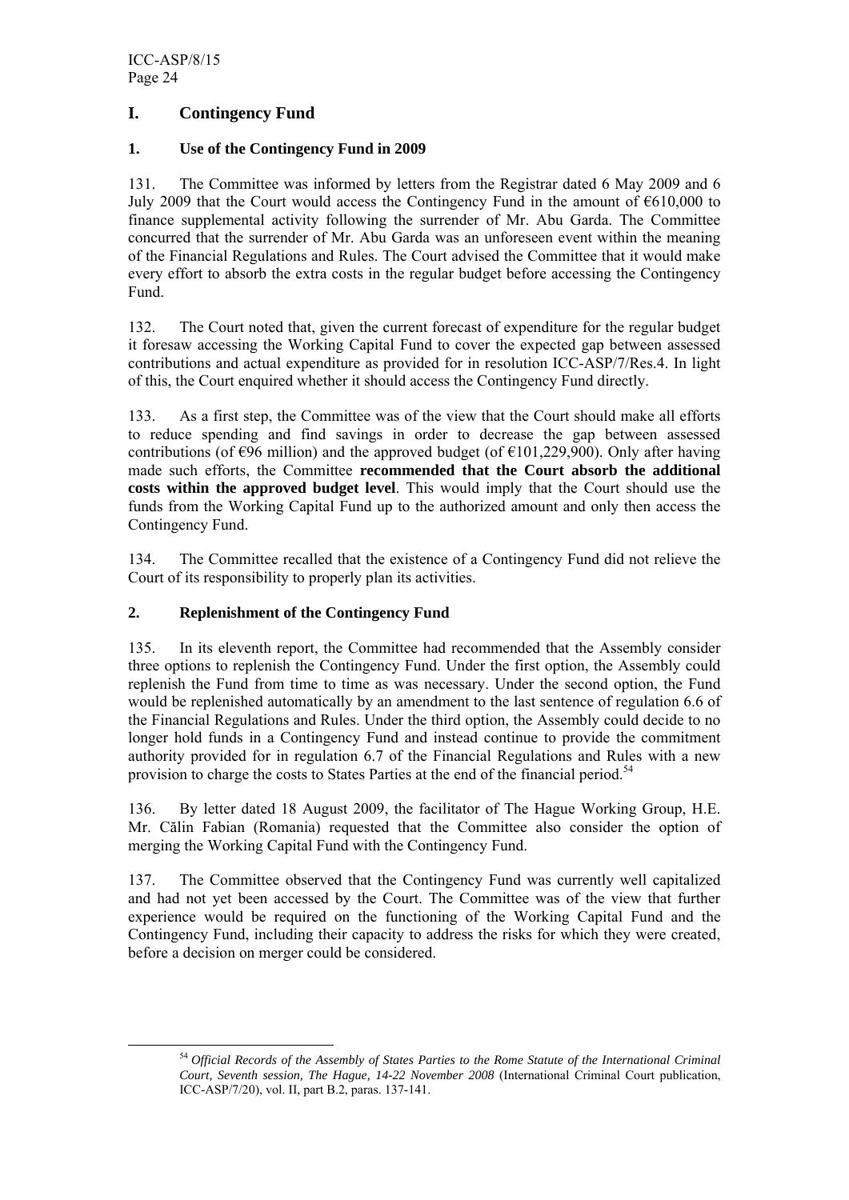## I. Contingency Fund

### 1. Use of the Contingency Fund in 2009

131. The Committee was informed by letters from the Registrar dated 6 May 2009 and 6 July 2009 that the Court would access the Contingency Fund in the amount of €610,000 to finance supplemental activity following the surrender of Mr. Abu Garda. The Committee concurred that the surrender of Mr. Abu Garda was an unforeseen event within the meaning of the Financial Regulations and Rules. The Court advised the Committee that it would make every effort to absorb the extra costs in the regular budget before accessing the Contingency Fund.

132. The Court noted that, given the current forecast of expenditure for the regular budget it foresaw accessing the Working Capital Fund to cover the expected gap between assessed contributions and actual expenditure as provided for in resolution ICC-ASP/7/Res.4. In light of this, the Court enquired whether it should access the Contingency Fund directly.

133. As a first step, the Committee was of the view that the Court should make all efforts to reduce spending and find savings in order to decrease the gap between assessed contributions (of €96 million) and the approved budget (of €101,229,900). Only after having made such efforts, the Committee **recommended that the Court absorb the additional costs within the approved budget level**. This would imply that the Court should use the funds from the Working Capital Fund up to the authorized amount and only then access the Contingency Fund.

134. The Committee recalled that the existence of a Contingency Fund did not relieve the Court of its responsibility to properly plan its activities.

### 2. Replenishment of the Contingency Fund

135. In its eleventh report, the Committee had recommended that the Assembly consider three options to replenish the Contingency Fund. Under the first option, the Assembly could replenish the Fund from time to time as was necessary. Under the second option, the Fund would be replenished automatically by an amendment to the last sentence of regulation 6.6 of the Financial Regulations and Rules. Under the third option, the Assembly could decide to no longer hold funds in a Contingency Fund and instead continue to provide the commitment authority provided for in regulation 6.7 of the Financial Regulations and Rules with a new provision to charge the costs to States Parties at the end of the financial period.[54]

136. By letter dated 18 August 2009, the facilitator of The Hague Working Group, H.E. Mr. Călin Fabian (Romania) requested that the Committee also consider the option of merging the Working Capital Fund with the Contingency Fund.

137. The Committee observed that the Contingency Fund was currently well capitalized and had not yet been accessed by the Court. The Committee was of the view that further experience would be required on the functioning of the Working Capital Fund and the Contingency Fund, including their capacity to address the risks for which they were created, before a decision on merger could be considered.

---

[54] *Official Records of the Assembly of States Parties to the Rome Statute of the International Criminal Court, Seventh session, The Hague, 14-22 November 2008* (International Criminal Court publication, ICC-ASP/7/20), vol. II, part B.2, paras. 137-141.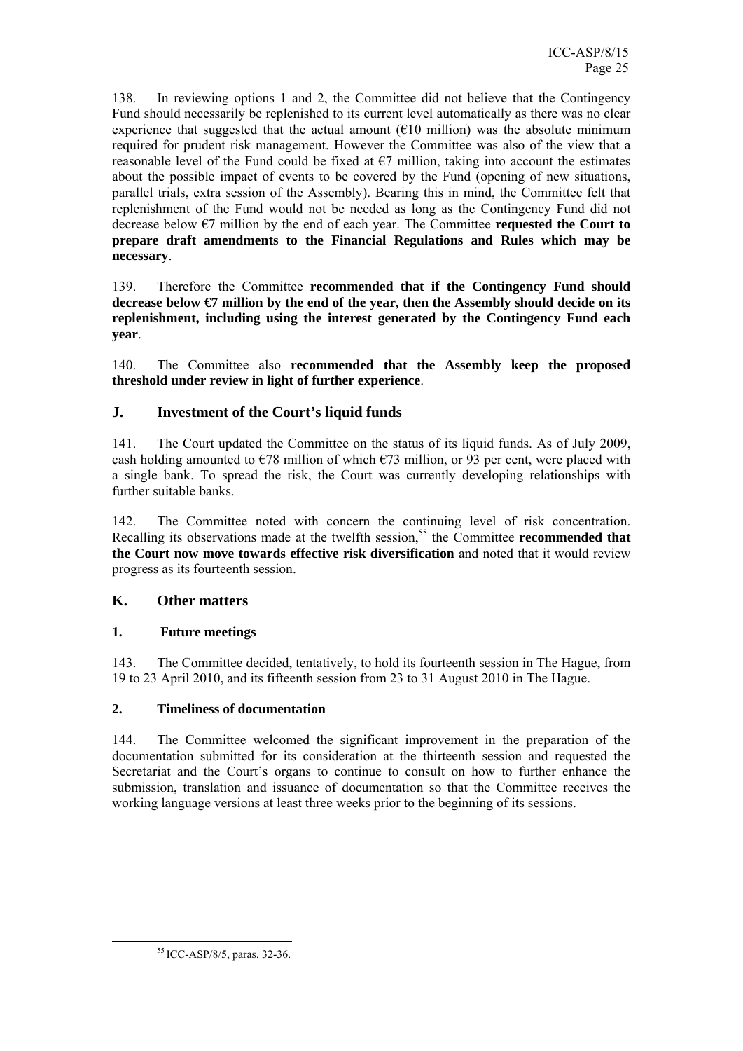138. In reviewing options 1 and 2, the Committee did not believe that the Contingency Fund should necessarily be replenished to its current level automatically as there was no clear experience that suggested that the actual amount (€10 million) was the absolute minimum required for prudent risk management. However the Committee was also of the view that a reasonable level of the Fund could be fixed at €7 million, taking into account the estimates about the possible impact of events to be covered by the Fund (opening of new situations, parallel trials, extra session of the Assembly). Bearing this in mind, the Committee felt that replenishment of the Fund would not be needed as long as the Contingency Fund did not decrease below €7 million by the end of each year. The Committee **requested the Court to prepare draft amendments to the Financial Regulations and Rules which may be necessary**.

139. Therefore the Committee **recommended that if the Contingency Fund should decrease below €7 million by the end of the year, then the Assembly should decide on its replenishment, including using the interest generated by the Contingency Fund each year**.

140. The Committee also **recommended that the Assembly keep the proposed threshold under review in light of further experience**.

## J. Investment of the Court's liquid funds

141. The Court updated the Committee on the status of its liquid funds. As of July 2009, cash holding amounted to €78 million of which €73 million, or 93 per cent, were placed with a single bank. To spread the risk, the Court was currently developing relationships with further suitable banks.

142. The Committee noted with concern the continuing level of risk concentration. Recalling its observations made at the twelfth session,[55] the Committee **recommended that the Court now move towards effective risk diversification** and noted that it would review progress as its fourteenth session.

## K. Other matters

### 1. Future meetings

143. The Committee decided, tentatively, to hold its fourteenth session in The Hague, from 19 to 23 April 2010, and its fifteenth session from 23 to 31 August 2010 in The Hague.

### 2. Timeliness of documentation

144. The Committee welcomed the significant improvement in the preparation of the documentation submitted for its consideration at the thirteenth session and requested the Secretariat and the Court's organs to continue to consult on how to further enhance the submission, translation and issuance of documentation so that the Committee receives the working language versions at least three weeks prior to the beginning of its sessions.

---

[55] ICC-ASP/8/5, paras. 32-36.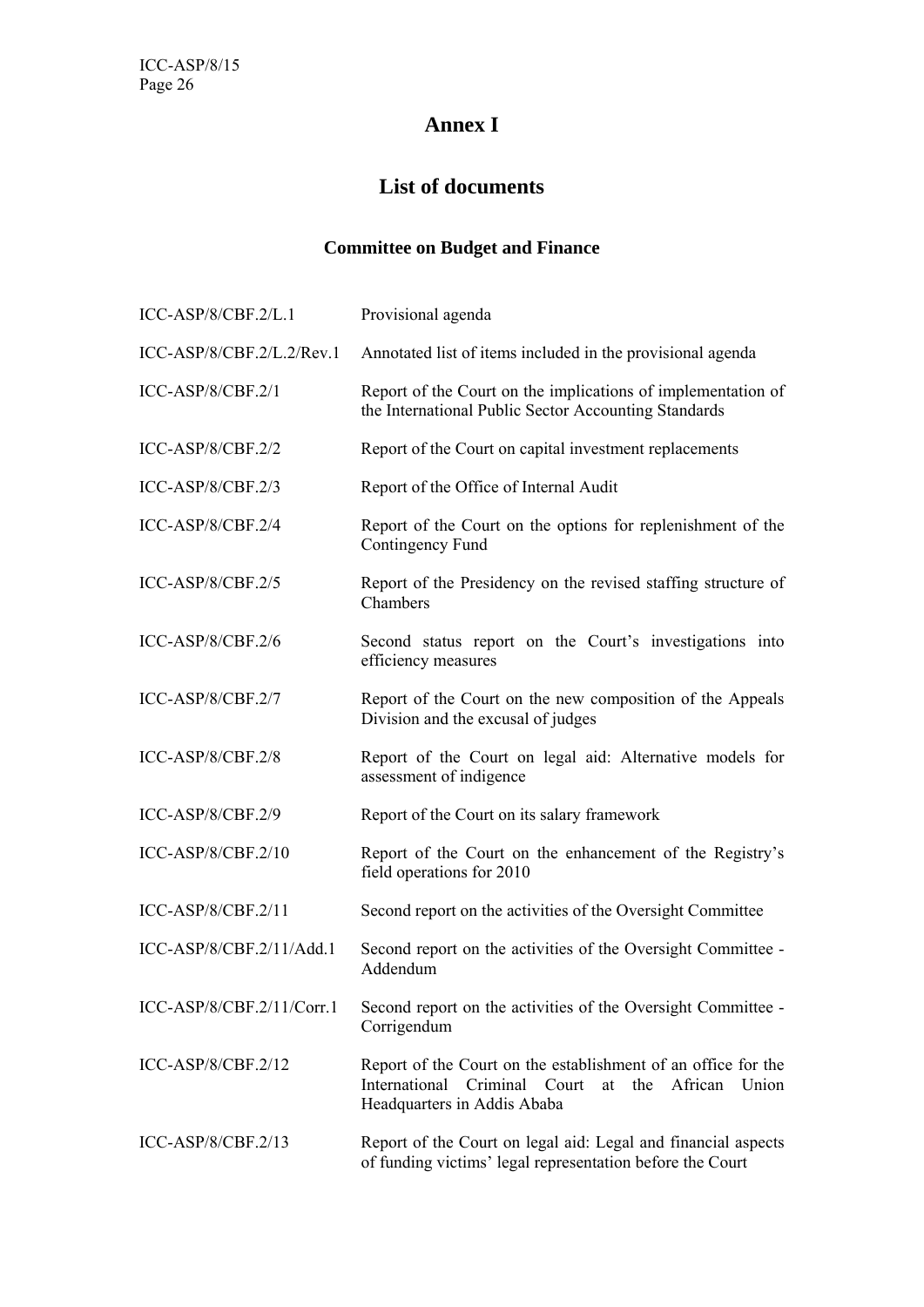# Annex I

## List of documents

### Committee on Budget and Finance

| | |
|---|---|
| ICC-ASP/8/CBF.2/L.1 | Provisional agenda |
| ICC-ASP/8/CBF.2/L.2/Rev.1 | Annotated list of items included in the provisional agenda |
| ICC-ASP/8/CBF.2/1 | Report of the Court on the implications of implementation of the International Public Sector Accounting Standards |
| ICC-ASP/8/CBF.2/2 | Report of the Court on capital investment replacements |
| ICC-ASP/8/CBF.2/3 | Report of the Office of Internal Audit |
| ICC-ASP/8/CBF.2/4 | Report of the Court on the options for replenishment of the Contingency Fund |
| ICC-ASP/8/CBF.2/5 | Report of the Presidency on the revised staffing structure of Chambers |
| ICC-ASP/8/CBF.2/6 | Second status report on the Court's investigations into efficiency measures |
| ICC-ASP/8/CBF.2/7 | Report of the Court on the new composition of the Appeals Division and the excusal of judges |
| ICC-ASP/8/CBF.2/8 | Report of the Court on legal aid: Alternative models for assessment of indigence |
| ICC-ASP/8/CBF.2/9 | Report of the Court on its salary framework |
| ICC-ASP/8/CBF.2/10 | Report of the Court on the enhancement of the Registry's field operations for 2010 |
| ICC-ASP/8/CBF.2/11 | Second report on the activities of the Oversight Committee |
| ICC-ASP/8/CBF.2/11/Add.1 | Second report on the activities of the Oversight Committee - Addendum |
| ICC-ASP/8/CBF.2/11/Corr.1 | Second report on the activities of the Oversight Committee - Corrigendum |
| ICC-ASP/8/CBF.2/12 | Report of the Court on the establishment of an office for the International Criminal Court at the African Union Headquarters in Addis Ababa |
| ICC-ASP/8/CBF.2/13 | Report of the Court on legal aid: Legal and financial aspects of funding victims' legal representation before the Court |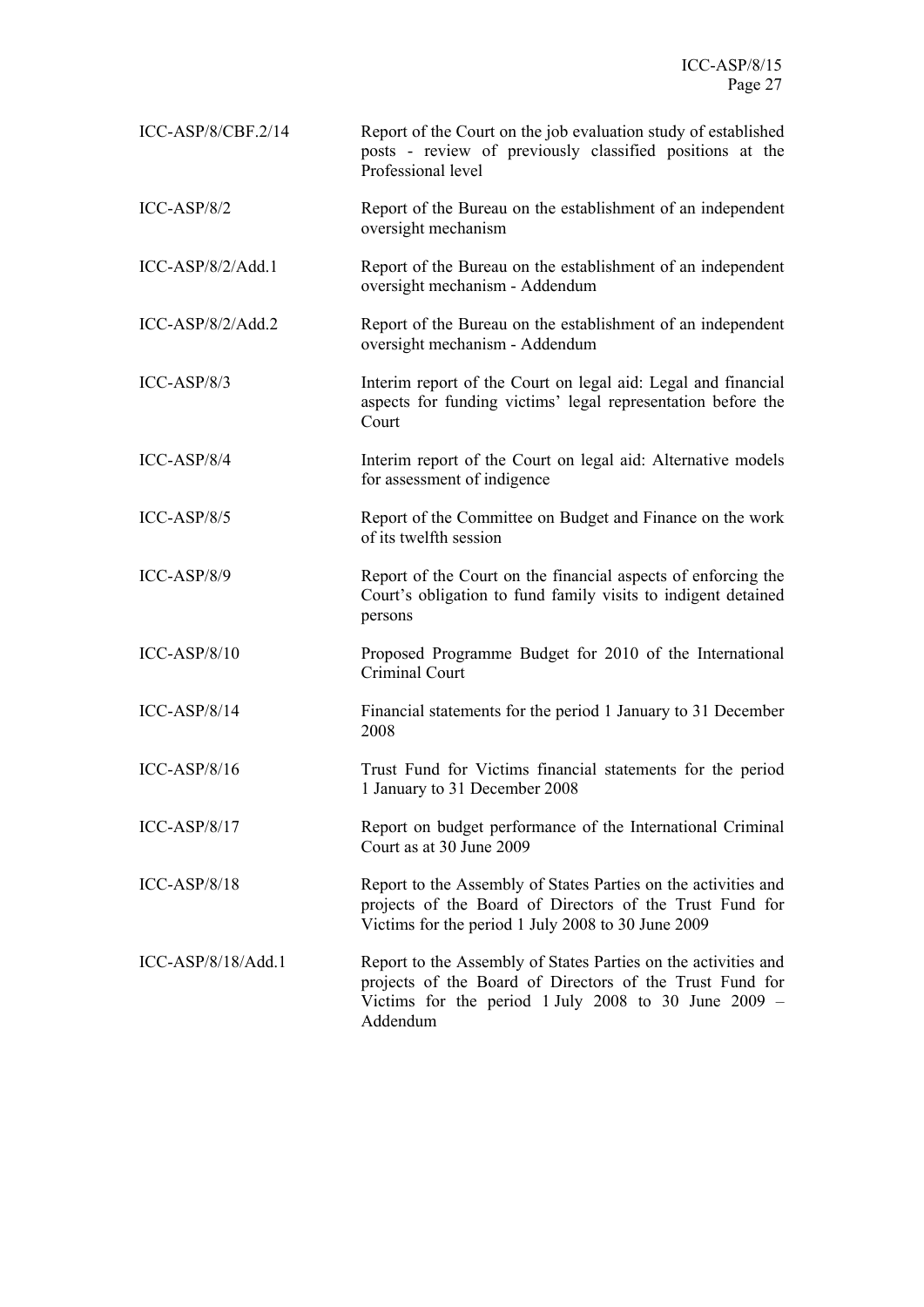| | |
|---|---|
| ICC-ASP/8/CBF.2/14 | Report of the Court on the job evaluation study of established posts - review of previously classified positions at the Professional level |
| ICC-ASP/8/2 | Report of the Bureau on the establishment of an independent oversight mechanism |
| ICC-ASP/8/2/Add.1 | Report of the Bureau on the establishment of an independent oversight mechanism - Addendum |
| ICC-ASP/8/2/Add.2 | Report of the Bureau on the establishment of an independent oversight mechanism - Addendum |
| ICC-ASP/8/3 | Interim report of the Court on legal aid: Legal and financial aspects for funding victims' legal representation before the Court |
| ICC-ASP/8/4 | Interim report of the Court on legal aid: Alternative models for assessment of indigence |
| ICC-ASP/8/5 | Report of the Committee on Budget and Finance on the work of its twelfth session |
| ICC-ASP/8/9 | Report of the Court on the financial aspects of enforcing the Court's obligation to fund family visits to indigent detained persons |
| ICC-ASP/8/10 | Proposed Programme Budget for 2010 of the International Criminal Court |
| ICC-ASP/8/14 | Financial statements for the period 1 January to 31 December 2008 |
| ICC-ASP/8/16 | Trust Fund for Victims financial statements for the period 1 January to 31 December 2008 |
| ICC-ASP/8/17 | Report on budget performance of the International Criminal Court as at 30 June 2009 |
| ICC-ASP/8/18 | Report to the Assembly of States Parties on the activities and projects of the Board of Directors of the Trust Fund for Victims for the period 1 July 2008 to 30 June 2009 |
| ICC-ASP/8/18/Add.1 | Report to the Assembly of States Parties on the activities and projects of the Board of Directors of the Trust Fund for Victims for the period 1 July 2008 to 30 June 2009 – Addendum |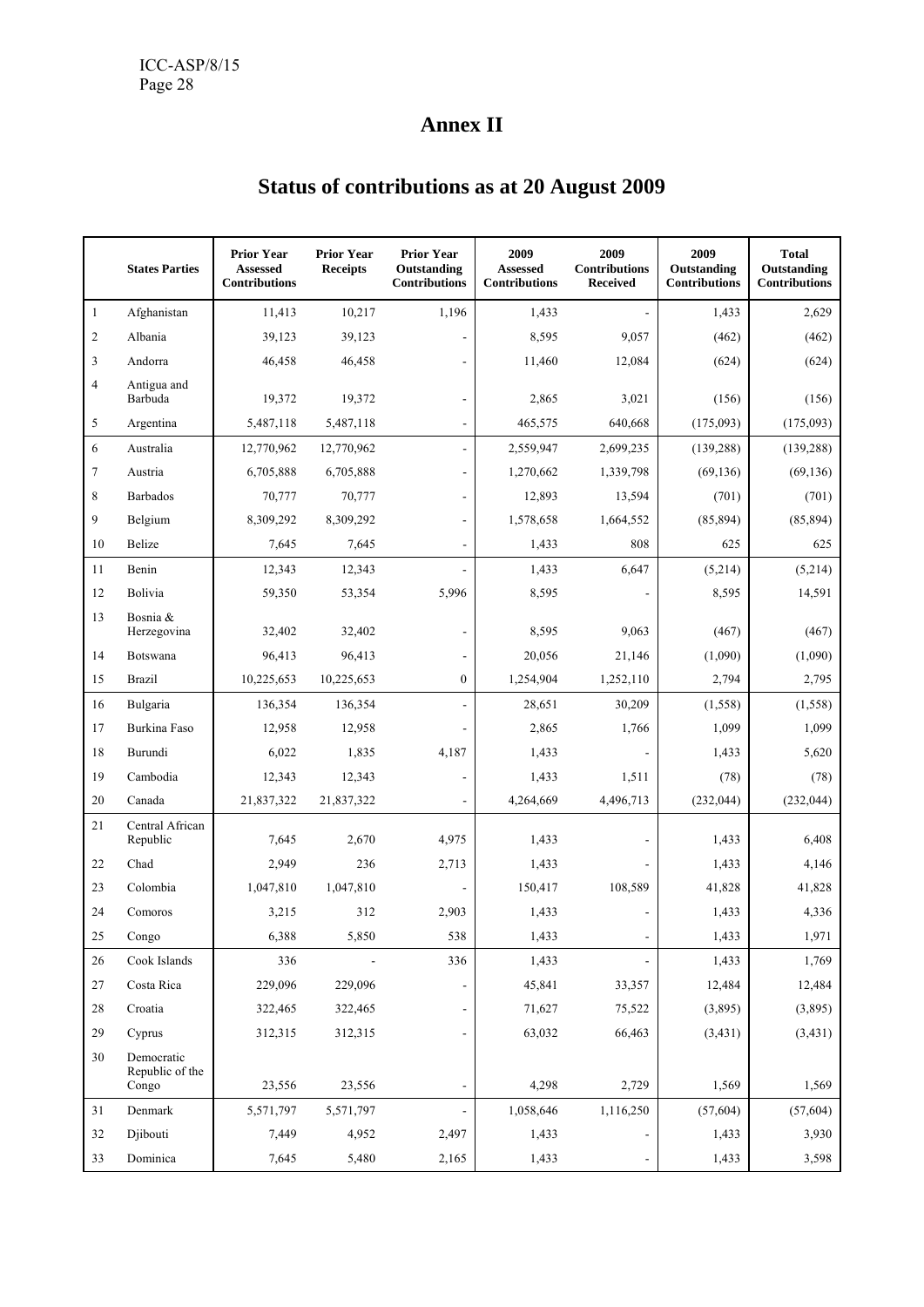# Annex II

## Status of contributions as at 20 August 2009

| | States Parties | Prior Year Assessed Contributions | Prior Year Receipts | Prior Year Outstanding Contributions | 2009 Assessed Contributions | 2009 Contributions Received | 2009 Outstanding Contributions | Total Outstanding Contributions |
|---|---|---|---|---|---|---|---|---|
| 1 | Afghanistan | 11,413 | 10,217 | 1,196 | 1,433 | - | 1,433 | 2,629 |
| 2 | Albania | 39,123 | 39,123 | - | 8,595 | 9,057 | (462) | (462) |
| 3 | Andorra | 46,458 | 46,458 | - | 11,460 | 12,084 | (624) | (624) |
| 4 | Antigua and Barbuda | 19,372 | 19,372 | - | 2,865 | 3,021 | (156) | (156) |
| 5 | Argentina | 5,487,118 | 5,487,118 | - | 465,575 | 640,668 | (175,093) | (175,093) |
| 6 | Australia | 12,770,962 | 12,770,962 | - | 2,559,947 | 2,699,235 | (139,288) | (139,288) |
| 7 | Austria | 6,705,888 | 6,705,888 | - | 1,270,662 | 1,339,798 | (69,136) | (69,136) |
| 8 | Barbados | 70,777 | 70,777 | - | 12,893 | 13,594 | (701) | (701) |
| 9 | Belgium | 8,309,292 | 8,309,292 | - | 1,578,658 | 1,664,552 | (85,894) | (85,894) |
| 10 | Belize | 7,645 | 7,645 | - | 1,433 | 808 | 625 | 625 |
| 11 | Benin | 12,343 | 12,343 | - | 1,433 | 6,647 | (5,214) | (5,214) |
| 12 | Bolivia | 59,350 | 53,354 | 5,996 | 8,595 | - | 8,595 | 14,591 |
| 13 | Bosnia & Herzegovina | 32,402 | 32,402 | - | 8,595 | 9,063 | (467) | (467) |
| 14 | Botswana | 96,413 | 96,413 | - | 20,056 | 21,146 | (1,090) | (1,090) |
| 15 | Brazil | 10,225,653 | 10,225,653 | 0 | 1,254,904 | 1,252,110 | 2,794 | 2,795 |
| 16 | Bulgaria | 136,354 | 136,354 | - | 28,651 | 30,209 | (1,558) | (1,558) |
| 17 | Burkina Faso | 12,958 | 12,958 | - | 2,865 | 1,766 | 1,099 | 1,099 |
| 18 | Burundi | 6,022 | 1,835 | 4,187 | 1,433 | - | 1,433 | 5,620 |
| 19 | Cambodia | 12,343 | 12,343 | - | 1,433 | 1,511 | (78) | (78) |
| 20 | Canada | 21,837,322 | 21,837,322 | - | 4,264,669 | 4,496,713 | (232,044) | (232,044) |
| 21 | Central African Republic | 7,645 | 2,670 | 4,975 | 1,433 | - | 1,433 | 6,408 |
| 22 | Chad | 2,949 | 236 | 2,713 | 1,433 | - | 1,433 | 4,146 |
| 23 | Colombia | 1,047,810 | 1,047,810 | - | 150,417 | 108,589 | 41,828 | 41,828 |
| 24 | Comoros | 3,215 | 312 | 2,903 | 1,433 | - | 1,433 | 4,336 |
| 25 | Congo | 6,388 | 5,850 | 538 | 1,433 | - | 1,433 | 1,971 |
| 26 | Cook Islands | 336 | - | 336 | 1,433 | - | 1,433 | 1,769 |
| 27 | Costa Rica | 229,096 | 229,096 | - | 45,841 | 33,357 | 12,484 | 12,484 |
| 28 | Croatia | 322,465 | 322,465 | - | 71,627 | 75,522 | (3,895) | (3,895) |
| 29 | Cyprus | 312,315 | 312,315 | - | 63,032 | 66,463 | (3,431) | (3,431) |
| 30 | Democratic Republic of the Congo | 23,556 | 23,556 | - | 4,298 | 2,729 | 1,569 | 1,569 |
| 31 | Denmark | 5,571,797 | 5,571,797 | - | 1,058,646 | 1,116,250 | (57,604) | (57,604) |
| 32 | Djibouti | 7,449 | 4,952 | 2,497 | 1,433 | - | 1,433 | 3,930 |
| 33 | Dominica | 7,645 | 5,480 | 2,165 | 1,433 | - | 1,433 | 3,598 |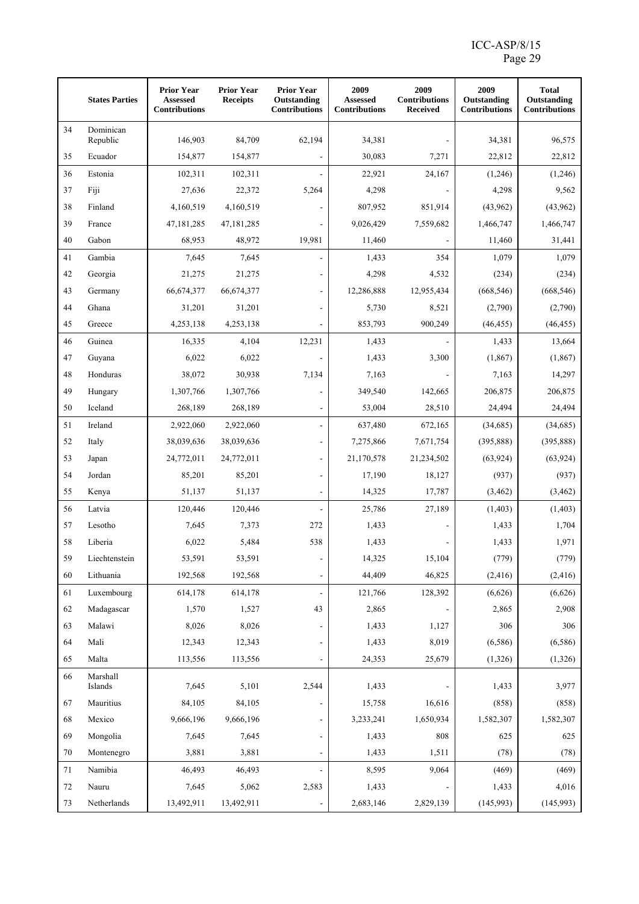| | States Parties | Prior Year Assessed Contributions | Prior Year Receipts | Prior Year Outstanding Contributions | 2009 Assessed Contributions | 2009 Contributions Received | 2009 Outstanding Contributions | Total Outstanding Contributions |
|---|---|---|---|---|---|---|---|---|
| 34 | Dominican Republic | 146,903 | 84,709 | 62,194 | 34,381 | - | 34,381 | 96,575 |
| 35 | Ecuador | 154,877 | 154,877 | - | 30,083 | 7,271 | 22,812 | 22,812 |
| 36 | Estonia | 102,311 | 102,311 | - | 22,921 | 24,167 | (1,246) | (1,246) |
| 37 | Fiji | 27,636 | 22,372 | 5,264 | 4,298 | - | 4,298 | 9,562 |
| 38 | Finland | 4,160,519 | 4,160,519 | - | 807,952 | 851,914 | (43,962) | (43,962) |
| 39 | France | 47,181,285 | 47,181,285 | - | 9,026,429 | 7,559,682 | 1,466,747 | 1,466,747 |
| 40 | Gabon | 68,953 | 48,972 | 19,981 | 11,460 | - | 11,460 | 31,441 |
| 41 | Gambia | 7,645 | 7,645 | - | 1,433 | 354 | 1,079 | 1,079 |
| 42 | Georgia | 21,275 | 21,275 | - | 4,298 | 4,532 | (234) | (234) |
| 43 | Germany | 66,674,377 | 66,674,377 | - | 12,286,888 | 12,955,434 | (668,546) | (668,546) |
| 44 | Ghana | 31,201 | 31,201 | - | 5,730 | 8,521 | (2,790) | (2,790) |
| 45 | Greece | 4,253,138 | 4,253,138 | - | 853,793 | 900,249 | (46,455) | (46,455) |
| 46 | Guinea | 16,335 | 4,104 | 12,231 | 1,433 | - | 1,433 | 13,664 |
| 47 | Guyana | 6,022 | 6,022 | - | 1,433 | 3,300 | (1,867) | (1,867) |
| 48 | Honduras | 38,072 | 30,938 | 7,134 | 7,163 | - | 7,163 | 14,297 |
| 49 | Hungary | 1,307,766 | 1,307,766 | - | 349,540 | 142,665 | 206,875 | 206,875 |
| 50 | Iceland | 268,189 | 268,189 | - | 53,004 | 28,510 | 24,494 | 24,494 |
| 51 | Ireland | 2,922,060 | 2,922,060 | - | 637,480 | 672,165 | (34,685) | (34,685) |
| 52 | Italy | 38,039,636 | 38,039,636 | - | 7,275,866 | 7,671,754 | (395,888) | (395,888) |
| 53 | Japan | 24,772,011 | 24,772,011 | - | 21,170,578 | 21,234,502 | (63,924) | (63,924) |
| 54 | Jordan | 85,201 | 85,201 | - | 17,190 | 18,127 | (937) | (937) |
| 55 | Kenya | 51,137 | 51,137 | - | 14,325 | 17,787 | (3,462) | (3,462) |
| 56 | Latvia | 120,446 | 120,446 | - | 25,786 | 27,189 | (1,403) | (1,403) |
| 57 | Lesotho | 7,645 | 7,373 | 272 | 1,433 | - | 1,433 | 1,704 |
| 58 | Liberia | 6,022 | 5,484 | 538 | 1,433 | - | 1,433 | 1,971 |
| 59 | Liechtenstein | 53,591 | 53,591 | - | 14,325 | 15,104 | (779) | (779) |
| 60 | Lithuania | 192,568 | 192,568 | - | 44,409 | 46,825 | (2,416) | (2,416) |
| 61 | Luxembourg | 614,178 | 614,178 | - | 121,766 | 128,392 | (6,626) | (6,626) |
| 62 | Madagascar | 1,570 | 1,527 | 43 | 2,865 | - | 2,865 | 2,908 |
| 63 | Malawi | 8,026 | 8,026 | - | 1,433 | 1,127 | 306 | 306 |
| 64 | Mali | 12,343 | 12,343 | - | 1,433 | 8,019 | (6,586) | (6,586) |
| 65 | Malta | 113,556 | 113,556 | - | 24,353 | 25,679 | (1,326) | (1,326) |
| 66 | Marshall Islands | 7,645 | 5,101 | 2,544 | 1,433 | - | 1,433 | 3,977 |
| 67 | Mauritius | 84,105 | 84,105 | - | 15,758 | 16,616 | (858) | (858) |
| 68 | Mexico | 9,666,196 | 9,666,196 | - | 3,233,241 | 1,650,934 | 1,582,307 | 1,582,307 |
| 69 | Mongolia | 7,645 | 7,645 | - | 1,433 | 808 | 625 | 625 |
| 70 | Montenegro | 3,881 | 3,881 | - | 1,433 | 1,511 | (78) | (78) |
| 71 | Namibia | 46,493 | 46,493 | - | 8,595 | 9,064 | (469) | (469) |
| 72 | Nauru | 7,645 | 5,062 | 2,583 | 1,433 | - | 1,433 | 4,016 |
| 73 | Netherlands | 13,492,911 | 13,492,911 | - | 2,683,146 | 2,829,139 | (145,993) | (145,993) |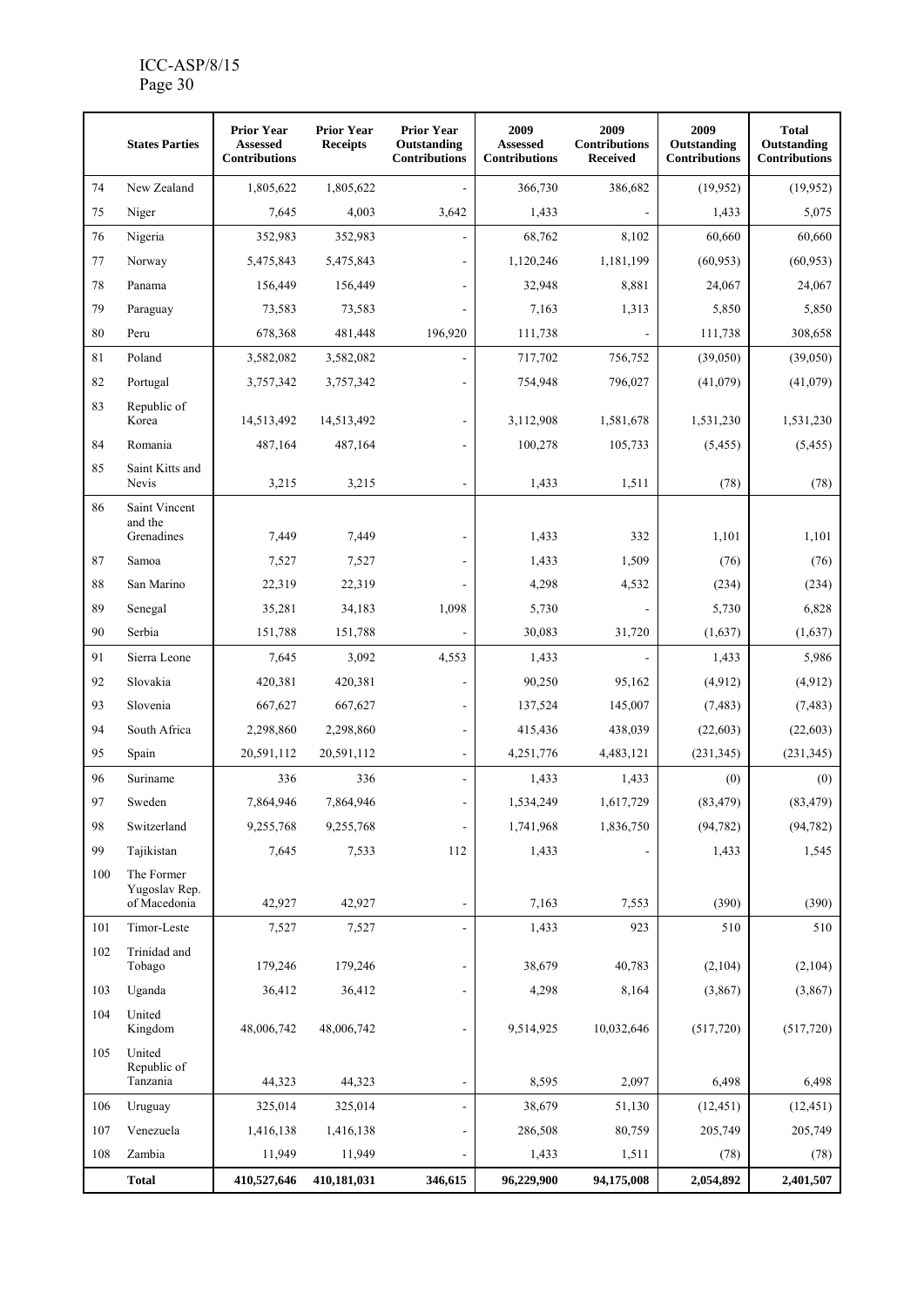| | States Parties | Prior Year Assessed Contributions | Prior Year Receipts | Prior Year Outstanding Contributions | 2009 Assessed Contributions | 2009 Contributions Received | 2009 Outstanding Contributions | Total Outstanding Contributions |
|---|---|---|---|---|---|---|---|---|
| 74 | New Zealand | 1,805,622 | 1,805,622 | - | 366,730 | 386,682 | (19,952) | (19,952) |
| 75 | Niger | 7,645 | 4,003 | 3,642 | 1,433 | - | 1,433 | 5,075 |
| 76 | Nigeria | 352,983 | 352,983 | - | 68,762 | 8,102 | 60,660 | 60,660 |
| 77 | Norway | 5,475,843 | 5,475,843 | - | 1,120,246 | 1,181,199 | (60,953) | (60,953) |
| 78 | Panama | 156,449 | 156,449 | - | 32,948 | 8,881 | 24,067 | 24,067 |
| 79 | Paraguay | 73,583 | 73,583 | - | 7,163 | 1,313 | 5,850 | 5,850 |
| 80 | Peru | 678,368 | 481,448 | 196,920 | 111,738 | - | 111,738 | 308,658 |
| 81 | Poland | 3,582,082 | 3,582,082 | - | 717,702 | 756,752 | (39,050) | (39,050) |
| 82 | Portugal | 3,757,342 | 3,757,342 | - | 754,948 | 796,027 | (41,079) | (41,079) |
| 83 | Republic of Korea | 14,513,492 | 14,513,492 | - | 3,112,908 | 1,581,678 | 1,531,230 | 1,531,230 |
| 84 | Romania | 487,164 | 487,164 | - | 100,278 | 105,733 | (5,455) | (5,455) |
| 85 | Saint Kitts and Nevis | 3,215 | 3,215 | - | 1,433 | 1,511 | (78) | (78) |
| 86 | Saint Vincent and the Grenadines | 7,449 | 7,449 | - | 1,433 | 332 | 1,101 | 1,101 |
| 87 | Samoa | 7,527 | 7,527 | - | 1,433 | 1,509 | (76) | (76) |
| 88 | San Marino | 22,319 | 22,319 | - | 4,298 | 4,532 | (234) | (234) |
| 89 | Senegal | 35,281 | 34,183 | 1,098 | 5,730 | - | 5,730 | 6,828 |
| 90 | Serbia | 151,788 | 151,788 | - | 30,083 | 31,720 | (1,637) | (1,637) |
| 91 | Sierra Leone | 7,645 | 3,092 | 4,553 | 1,433 | - | 1,433 | 5,986 |
| 92 | Slovakia | 420,381 | 420,381 | - | 90,250 | 95,162 | (4,912) | (4,912) |
| 93 | Slovenia | 667,627 | 667,627 | - | 137,524 | 145,007 | (7,483) | (7,483) |
| 94 | South Africa | 2,298,860 | 2,298,860 | - | 415,436 | 438,039 | (22,603) | (22,603) |
| 95 | Spain | 20,591,112 | 20,591,112 | - | 4,251,776 | 4,483,121 | (231,345) | (231,345) |
| 96 | Suriname | 336 | 336 | - | 1,433 | 1,433 | (0) | (0) |
| 97 | Sweden | 7,864,946 | 7,864,946 | - | 1,534,249 | 1,617,729 | (83,479) | (83,479) |
| 98 | Switzerland | 9,255,768 | 9,255,768 | - | 1,741,968 | 1,836,750 | (94,782) | (94,782) |
| 99 | Tajikistan | 7,645 | 7,533 | 112 | 1,433 | - | 1,433 | 1,545 |
| 100 | The Former Yugoslav Rep. of Macedonia | 42,927 | 42,927 | - | 7,163 | 7,553 | (390) | (390) |
| 101 | Timor-Leste | 7,527 | 7,527 | - | 1,433 | 923 | 510 | 510 |
| 102 | Trinidad and Tobago | 179,246 | 179,246 | - | 38,679 | 40,783 | (2,104) | (2,104) |
| 103 | Uganda | 36,412 | 36,412 | - | 4,298 | 8,164 | (3,867) | (3,867) |
| 104 | United Kingdom | 48,006,742 | 48,006,742 | - | 9,514,925 | 10,032,646 | (517,720) | (517,720) |
| 105 | United Republic of Tanzania | 44,323 | 44,323 | - | 8,595 | 2,097 | 6,498 | 6,498 |
| 106 | Uruguay | 325,014 | 325,014 | - | 38,679 | 51,130 | (12,451) | (12,451) |
| 107 | Venezuela | 1,416,138 | 1,416,138 | - | 286,508 | 80,759 | 205,749 | 205,749 |
| 108 | Zambia | 11,949 | 11,949 | - | 1,433 | 1,511 | (78) | (78) |
| | **Total** | **410,527,646** | **410,181,031** | **346,615** | **96,229,900** | **94,175,008** | **2,054,892** | **2,401,507** |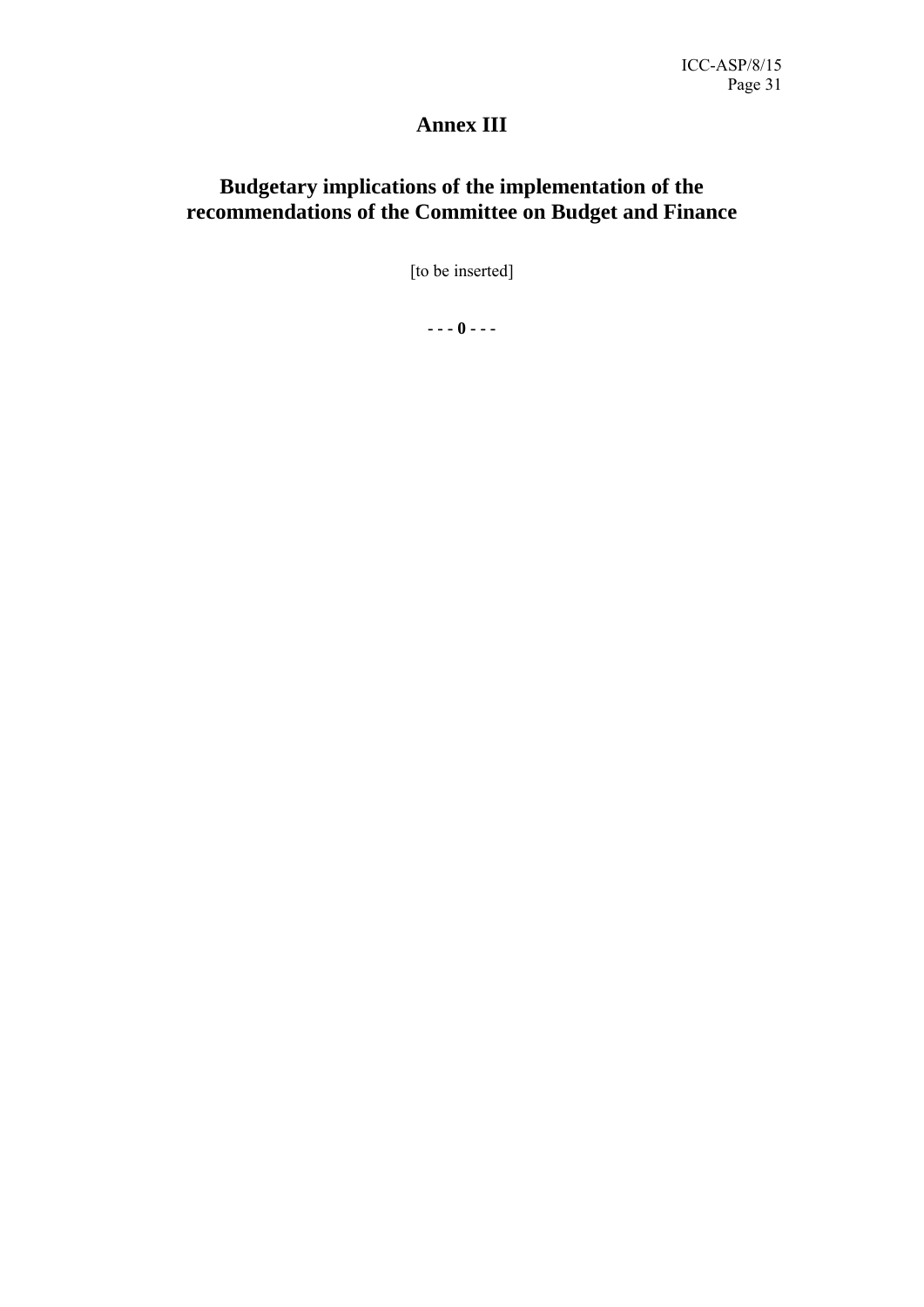# Annex III

## Budgetary implications of the implementation of the recommendations of the Committee on Budget and Finance

[to be inserted]

**- - - 0 - - -**